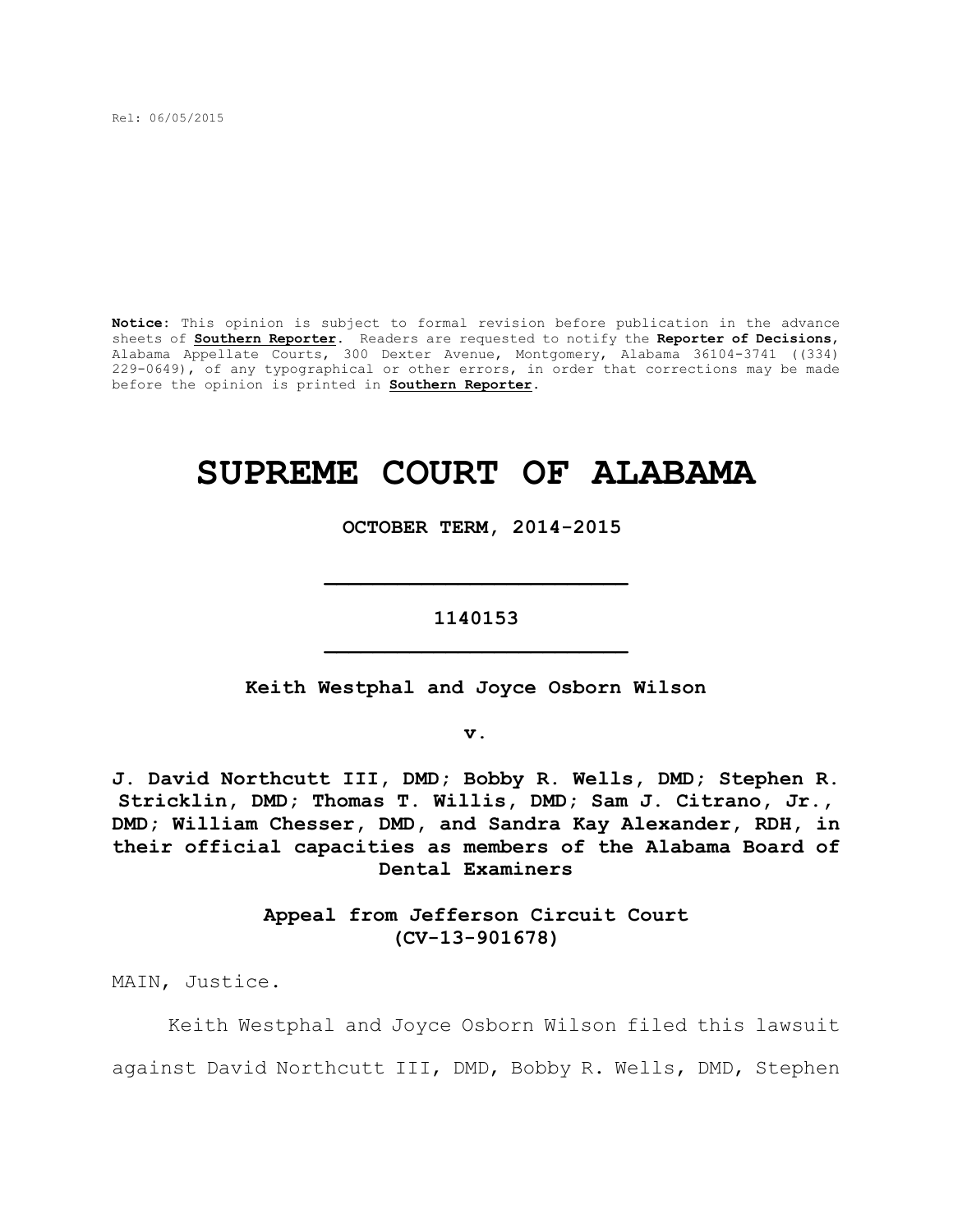Rel: 06/05/2015

**Notice:** This opinion is subject to formal revision before publication in the advance sheets of **Southern Reporter**. Readers are requested to notify the **Reporter of Decisions**, Alabama Appellate Courts, 300 Dexter Avenue, Montgomery, Alabama 36104-3741 ((334) 229-0649), of any typographical or other errors, in order that corrections may be made before the opinion is printed in **Southern Reporter**.

# SUPREME COURT OF ALABAMA

**OCTOBER TERM, 2014-2015**

**1140153**

**Keith Westphal and Joyce Osborn Wilson**

**v.**

**J. David Northcutt III, DMD; Bobby R. Wells, DMD; Stephen R. Stricklin, DMD; Thomas T. Willis, DMD; Sam J. Citrano, Jr., DMD; William Chesser, DMD, and Sandra Kay Alexander, RDH, in their official capacities as members of the Alabama Board of Dental Examiners**

**Appeal from Jefferson Circuit Court (CV-13-901678)**

MAIN, Justice.

Keith Westphal and Joyce Osborn Wilson filed this lawsuit against David Northcutt III, DMD, Bobby R. Wells, DMD, Stephen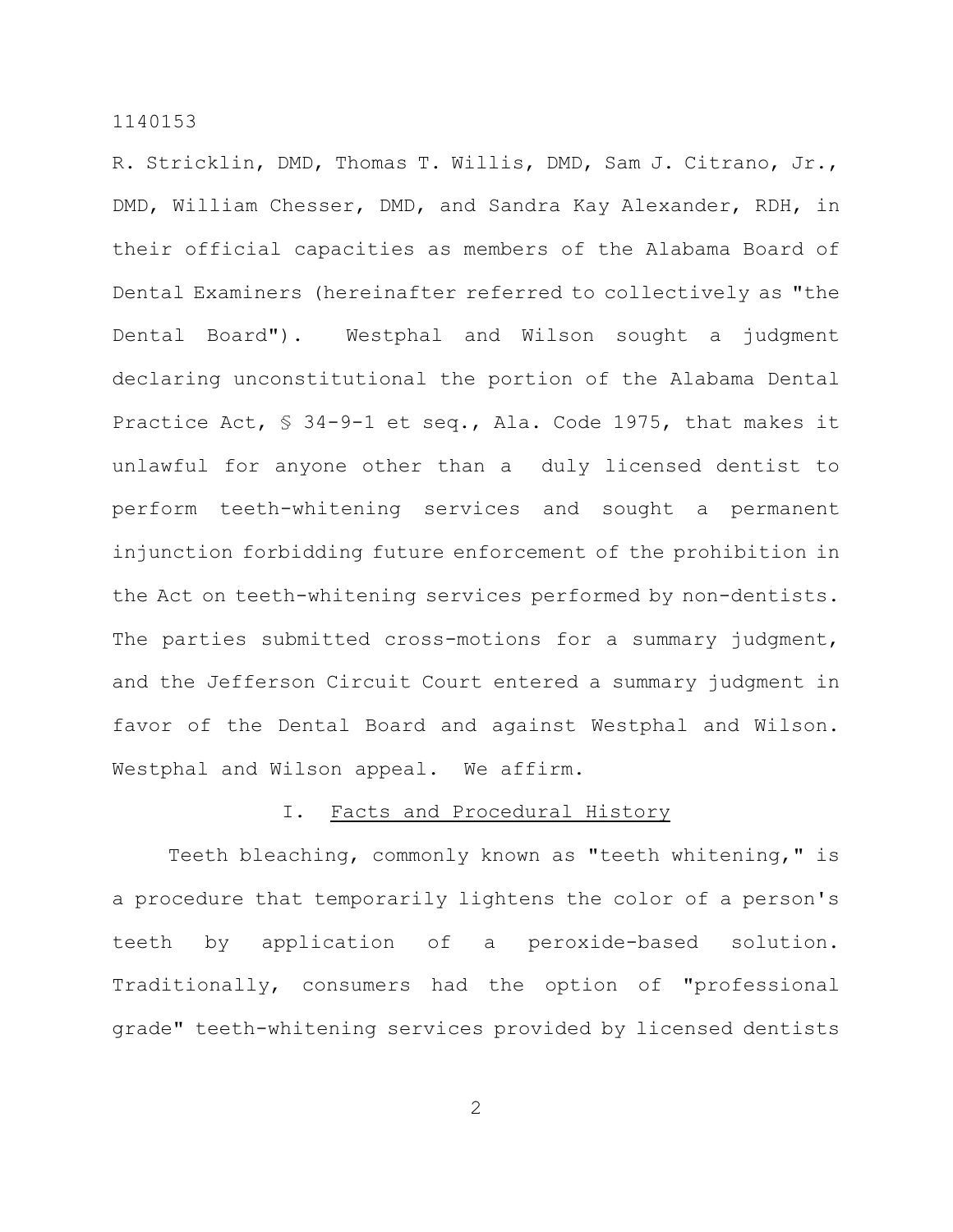R. Stricklin, DMD, Thomas T. Willis, DMD, Sam J. Citrano, Jr., DMD, William Chesser, DMD, and Sandra Kay Alexander, RDH, in their official capacities as members of the Alabama Board of Dental Examiners (hereinafter referred to collectively as "the Dental Board"). Westphal and Wilson sought a judgment declaring unconstitutional the portion of the Alabama Dental Practice Act, § 34-9-1 et seq., Ala. Code 1975, that makes it unlawful for anyone other than a duly licensed dentist to perform teeth-whitening services and sought a permanent injunction forbidding future enforcement of the prohibition in the Act on teeth-whitening services performed by non-dentists. The parties submitted cross-motions for a summary judgment, and the Jefferson Circuit Court entered a summary judgment in favor of the Dental Board and against Westphal and Wilson. Westphal and Wilson appeal. We affirm.

## I. Facts and Procedural History

Teeth bleaching, commonly known as "teeth whitening," is a procedure that temporarily lightens the color of a person's teeth by application of a peroxide-based solution. Traditionally, consumers had the option of "professional grade" teeth-whitening services provided by licensed dentists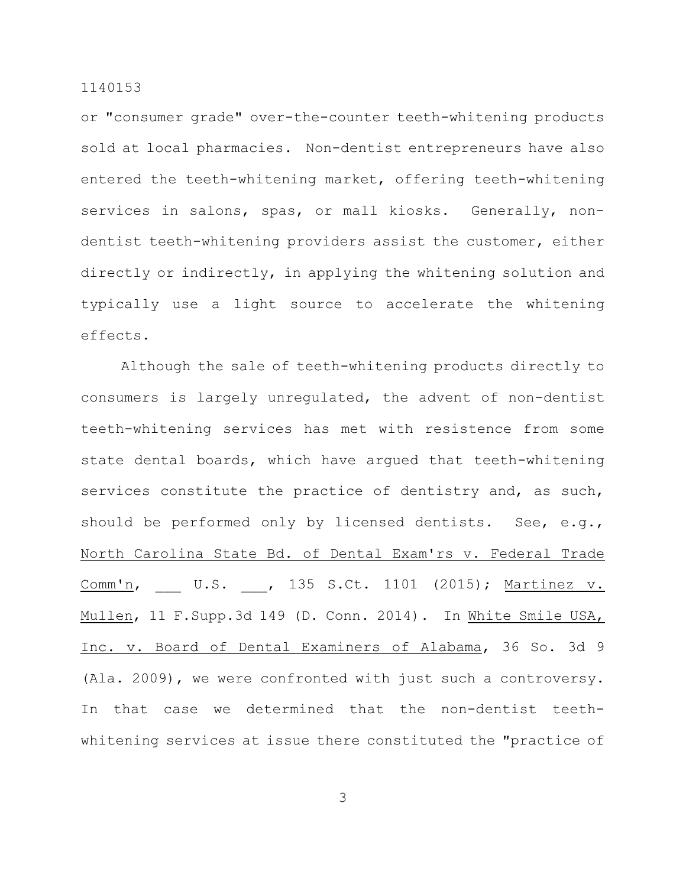or "consumer grade" over-the-counter teeth-whitening products sold at local pharmacies. Non-dentist entrepreneurs have also entered the teeth-whitening market, offering teeth-whitening services in salons, spas, or mall kiosks. Generally, non-dentist teeth-whitening providers assist the customer, either directly or indirectly, in applying the whitening solution and typically use a light source to accelerate the whitening effects.

Although the sale of teeth-whitening products directly to consumers is largely unregulated, the advent of non-dentist teeth-whitening services has met with resistence from some state dental boards, which have argued that teeth-whitening services constitute the practice of dentistry and, as such, should be performed only by licensed dentists. See, e.g., <u>North Carolina State Bd. of Dental Exam'rs v. Federal Trade Comm'n</u>, ___ U.S. ___, 135 S.Ct. 1101 (2015); <u>Martinez v. Mullen</u>, 11 F.Supp.3d 149 (D. Conn. 2014). In <u>White Smile USA, Inc. v. Board of Dental Examiners of Alabama</u>, 36 So. 3d 9 (Ala. 2009), we were confronted with just such a controversy. In that case we determined that the non-dentist teeth-whitening services at issue there constituted the "practice of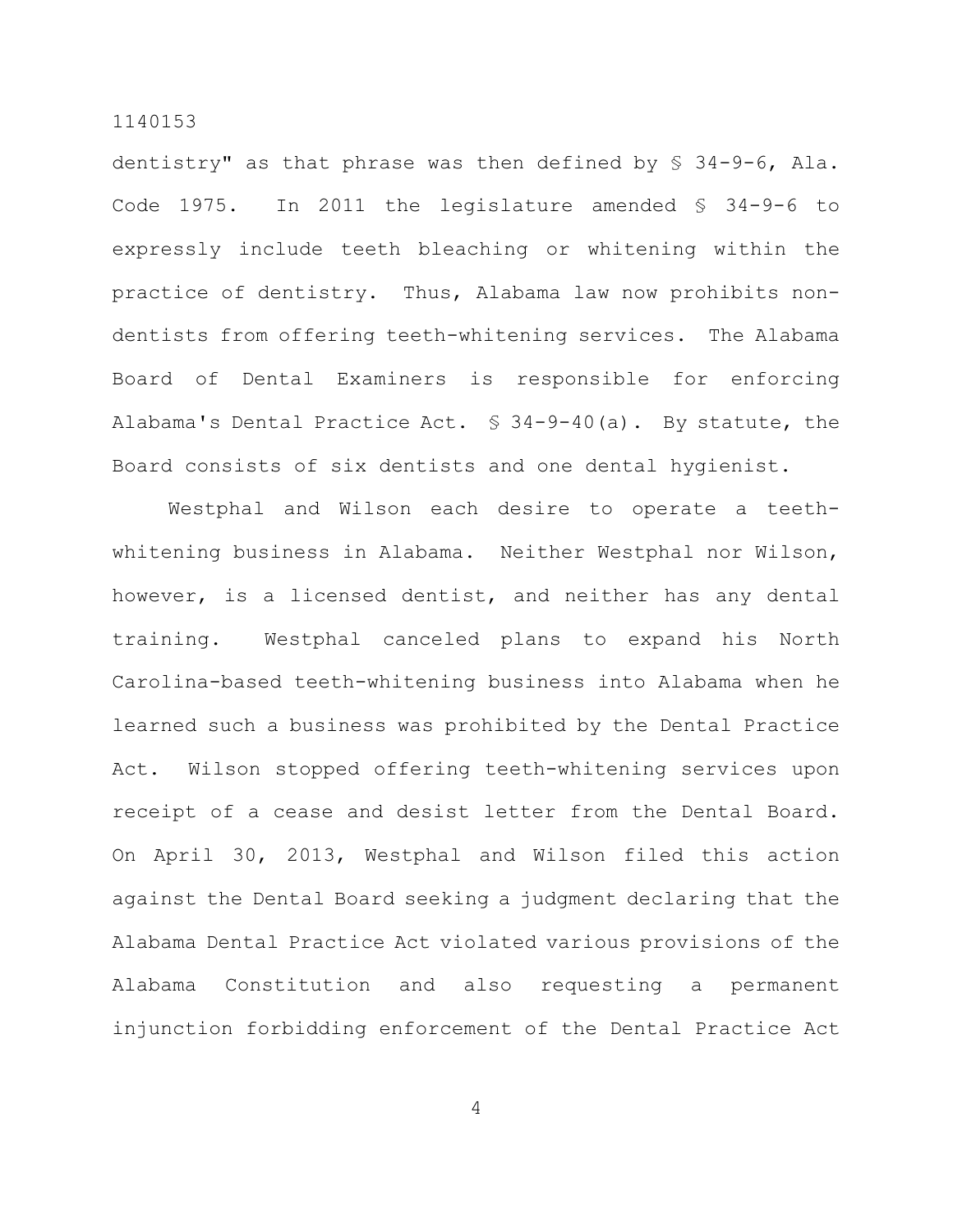dentistry" as that phrase was then defined by § 34-9-6, Ala. Code 1975. In 2011 the legislature amended § 34-9-6 to expressly include teeth bleaching or whitening within the practice of dentistry. Thus, Alabama law now prohibits non-dentists from offering teeth-whitening services. The Alabama Board of Dental Examiners is responsible for enforcing Alabama's Dental Practice Act. § 34-9-40(a). By statute, the Board consists of six dentists and one dental hygienist.

Westphal and Wilson each desire to operate a teeth-whitening business in Alabama. Neither Westphal nor Wilson, however, is a licensed dentist, and neither has any dental training. Westphal canceled plans to expand his North Carolina-based teeth-whitening business into Alabama when he learned such a business was prohibited by the Dental Practice Act. Wilson stopped offering teeth-whitening services upon receipt of a cease and desist letter from the Dental Board. On April 30, 2013, Westphal and Wilson filed this action against the Dental Board seeking a judgment declaring that the Alabama Dental Practice Act violated various provisions of the Alabama Constitution and also requesting a permanent injunction forbidding enforcement of the Dental Practice Act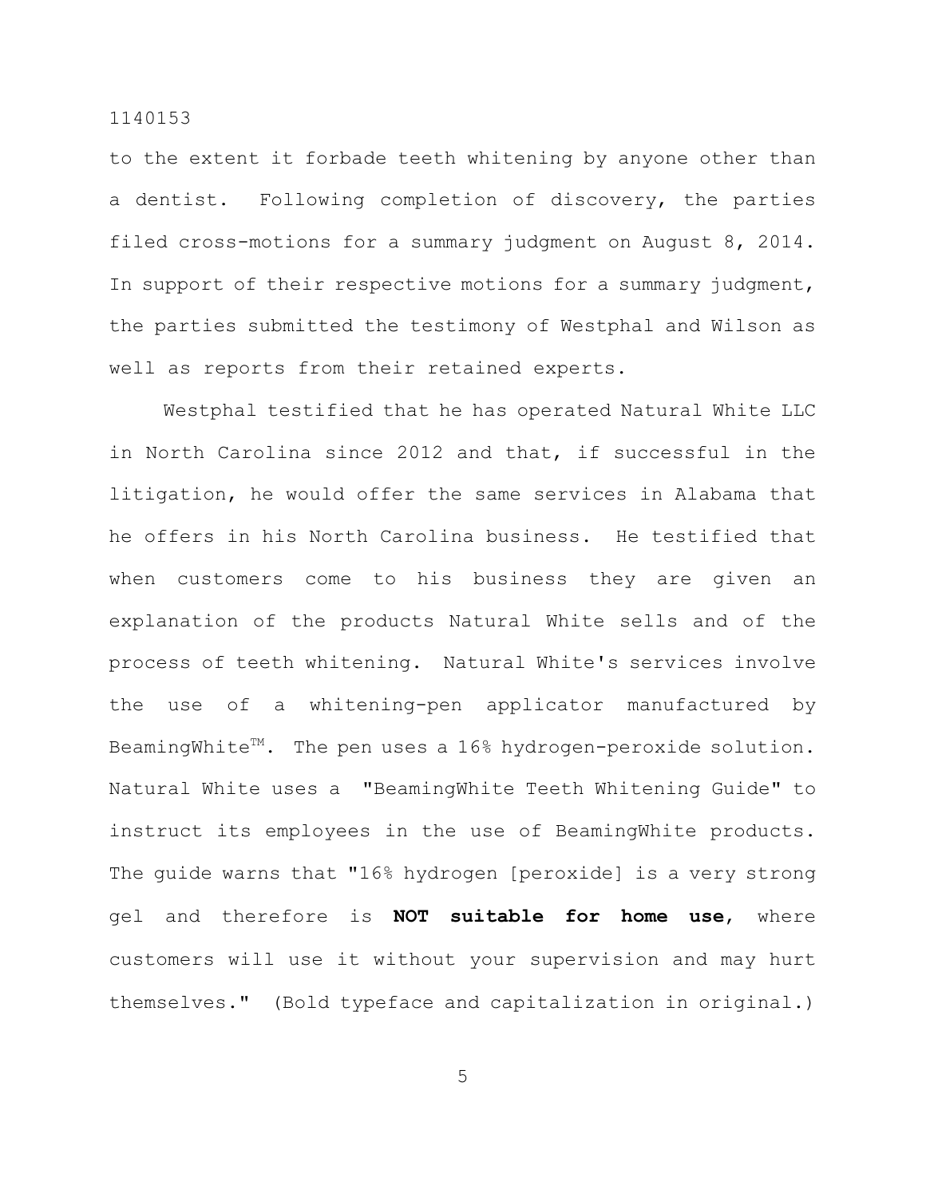to the extent it forbade teeth whitening by anyone other than a dentist. Following completion of discovery, the parties filed cross-motions for a summary judgment on August 8, 2014. In support of their respective motions for a summary judgment, the parties submitted the testimony of Westphal and Wilson as well as reports from their retained experts.

Westphal testified that he has operated Natural White LLC in North Carolina since 2012 and that, if successful in the litigation, he would offer the same services in Alabama that he offers in his North Carolina business. He testified that when customers come to his business they are given an explanation of the products Natural White sells and of the process of teeth whitening. Natural White's services involve the use of a whitening-pen applicator manufactured by BeamingWhite™. The pen uses a 16% hydrogen-peroxide solution. Natural White uses a "BeamingWhite Teeth Whitening Guide" to instruct its employees in the use of BeamingWhite products. The guide warns that "16% hydrogen [peroxide] is a very strong gel and therefore is **NOT suitable for home use**, where customers will use it without your supervision and may hurt themselves." (Bold typeface and capitalization in original.)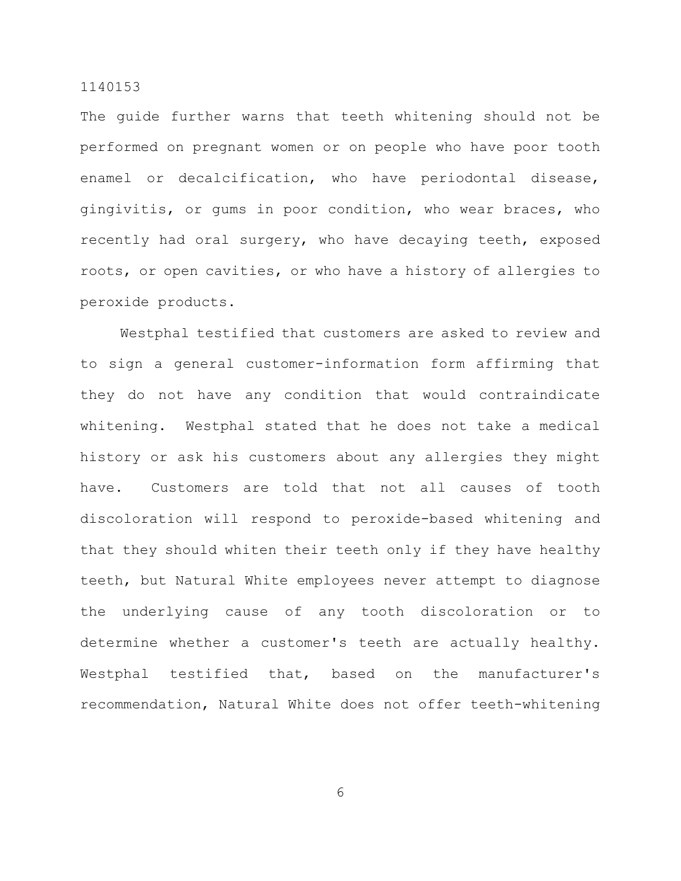The guide further warns that teeth whitening should not be performed on pregnant women or on people who have poor tooth enamel or decalcification, who have periodontal disease, gingivitis, or gums in poor condition, who wear braces, who recently had oral surgery, who have decaying teeth, exposed roots, or open cavities, or who have a history of allergies to peroxide products.

Westphal testified that customers are asked to review and to sign a general customer-information form affirming that they do not have any condition that would contraindicate whitening. Westphal stated that he does not take a medical history or ask his customers about any allergies they might have. Customers are told that not all causes of tooth discoloration will respond to peroxide-based whitening and that they should whiten their teeth only if they have healthy teeth, but Natural White employees never attempt to diagnose the underlying cause of any tooth discoloration or to determine whether a customer's teeth are actually healthy. Westphal testified that, based on the manufacturer's recommendation, Natural White does not offer teeth-whitening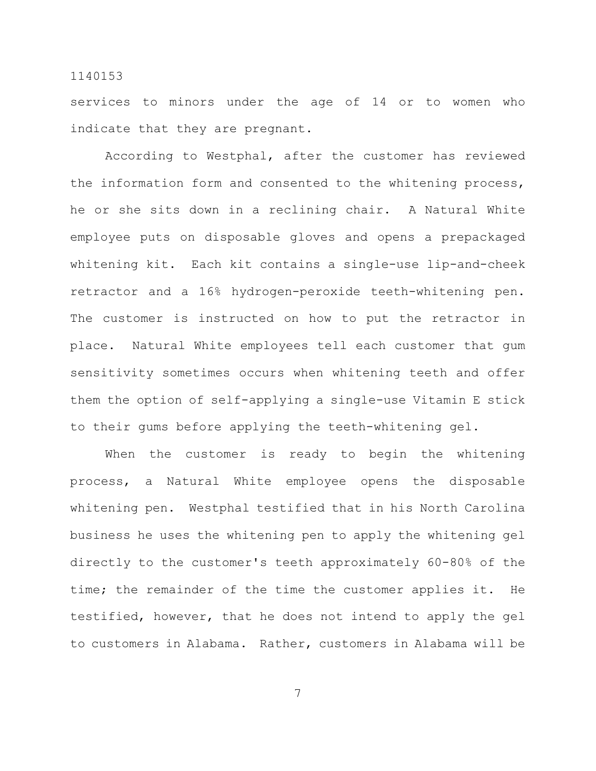services to minors under the age of 14 or to women who indicate that they are pregnant.

According to Westphal, after the customer has reviewed the information form and consented to the whitening process, he or she sits down in a reclining chair. A Natural White employee puts on disposable gloves and opens a prepackaged whitening kit. Each kit contains a single-use lip-and-cheek retractor and a 16% hydrogen-peroxide teeth-whitening pen. The customer is instructed on how to put the retractor in place. Natural White employees tell each customer that gum sensitivity sometimes occurs when whitening teeth and offer them the option of self-applying a single-use Vitamin E stick to their gums before applying the teeth-whitening gel.

When the customer is ready to begin the whitening process, a Natural White employee opens the disposable whitening pen. Westphal testified that in his North Carolina business he uses the whitening pen to apply the whitening gel directly to the customer's teeth approximately 60-80% of the time; the remainder of the time the customer applies it. He testified, however, that he does not intend to apply the gel to customers in Alabama. Rather, customers in Alabama will be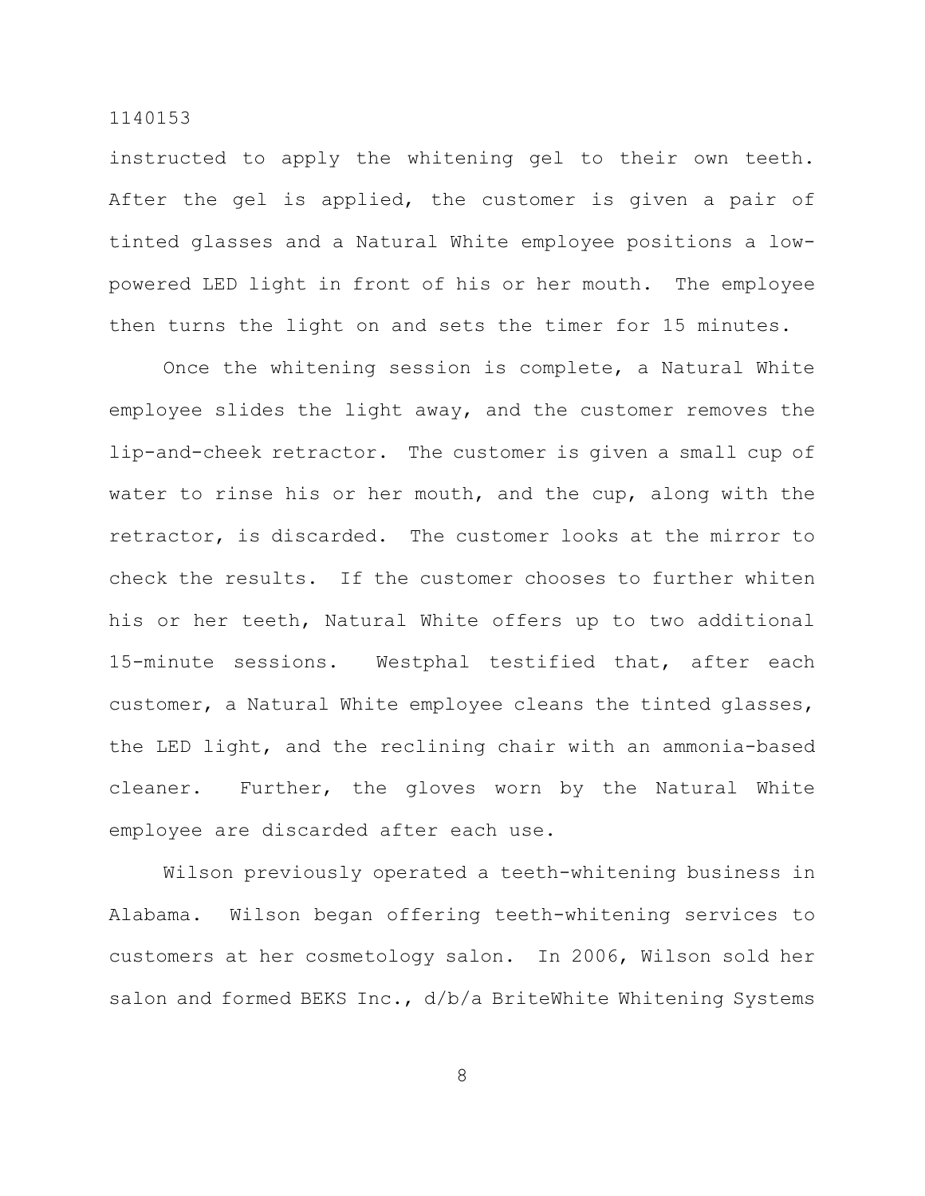instructed to apply the whitening gel to their own teeth. After the gel is applied, the customer is given a pair of tinted glasses and a Natural White employee positions a low-powered LED light in front of his or her mouth. The employee then turns the light on and sets the timer for 15 minutes.

Once the whitening session is complete, a Natural White employee slides the light away, and the customer removes the lip-and-cheek retractor. The customer is given a small cup of water to rinse his or her mouth, and the cup, along with the retractor, is discarded. The customer looks at the mirror to check the results. If the customer chooses to further whiten his or her teeth, Natural White offers up to two additional 15-minute sessions. Westphal testified that, after each customer, a Natural White employee cleans the tinted glasses, the LED light, and the reclining chair with an ammonia-based cleaner. Further, the gloves worn by the Natural White employee are discarded after each use.

Wilson previously operated a teeth-whitening business in Alabama. Wilson began offering teeth-whitening services to customers at her cosmetology salon. In 2006, Wilson sold her salon and formed BEKS Inc., d/b/a BriteWhite Whitening Systems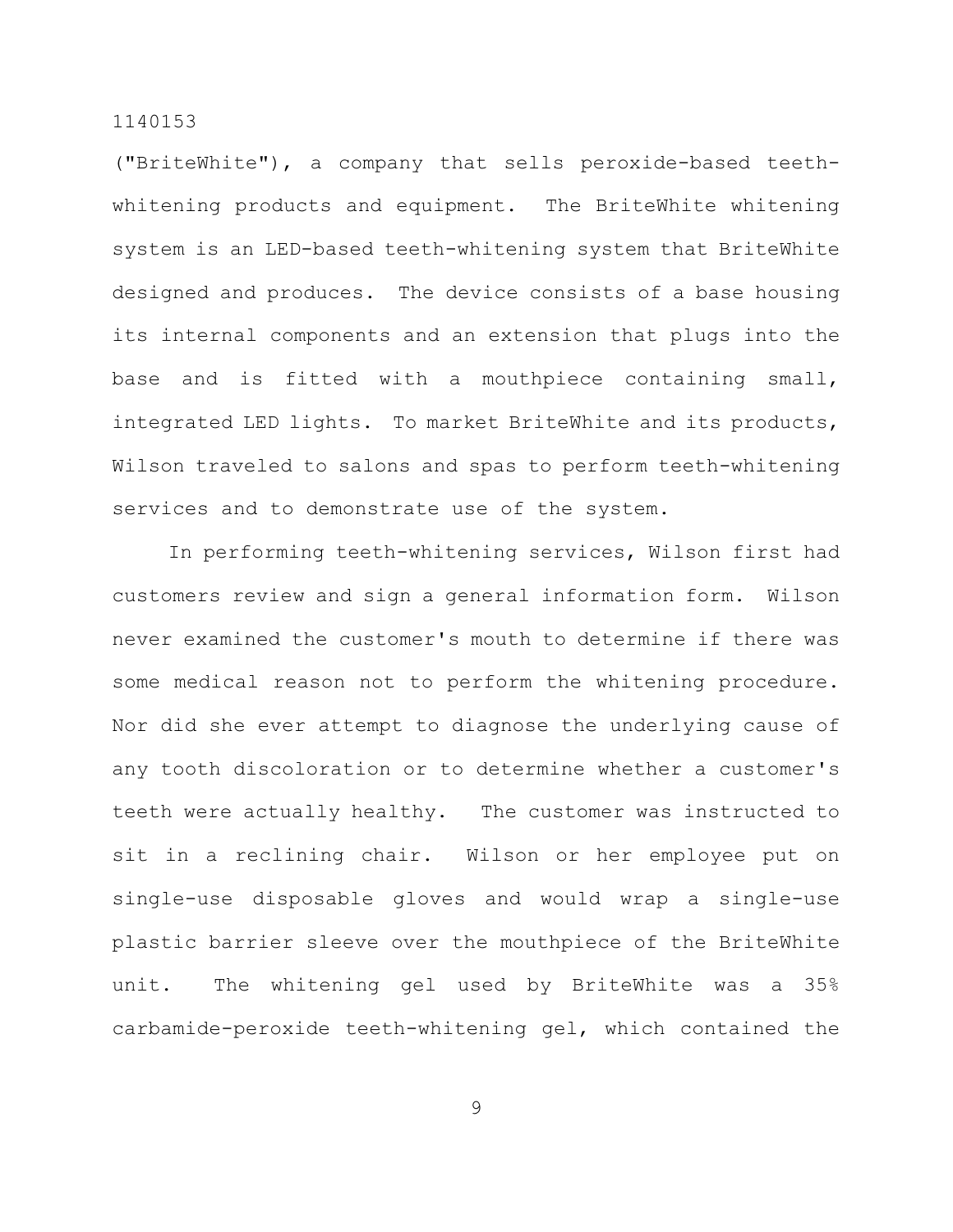("BriteWhite"), a company that sells peroxide-based teeth-whitening products and equipment. The BriteWhite whitening system is an LED-based teeth-whitening system that BriteWhite designed and produces. The device consists of a base housing its internal components and an extension that plugs into the base and is fitted with a mouthpiece containing small, integrated LED lights. To market BriteWhite and its products, Wilson traveled to salons and spas to perform teeth-whitening services and to demonstrate use of the system.

In performing teeth-whitening services, Wilson first had customers review and sign a general information form. Wilson never examined the customer's mouth to determine if there was some medical reason not to perform the whitening procedure. Nor did she ever attempt to diagnose the underlying cause of any tooth discoloration or to determine whether a customer's teeth were actually healthy. The customer was instructed to sit in a reclining chair. Wilson or her employee put on single-use disposable gloves and would wrap a single-use plastic barrier sleeve over the mouthpiece of the BriteWhite unit. The whitening gel used by BriteWhite was a 35% carbamide-peroxide teeth-whitening gel, which contained the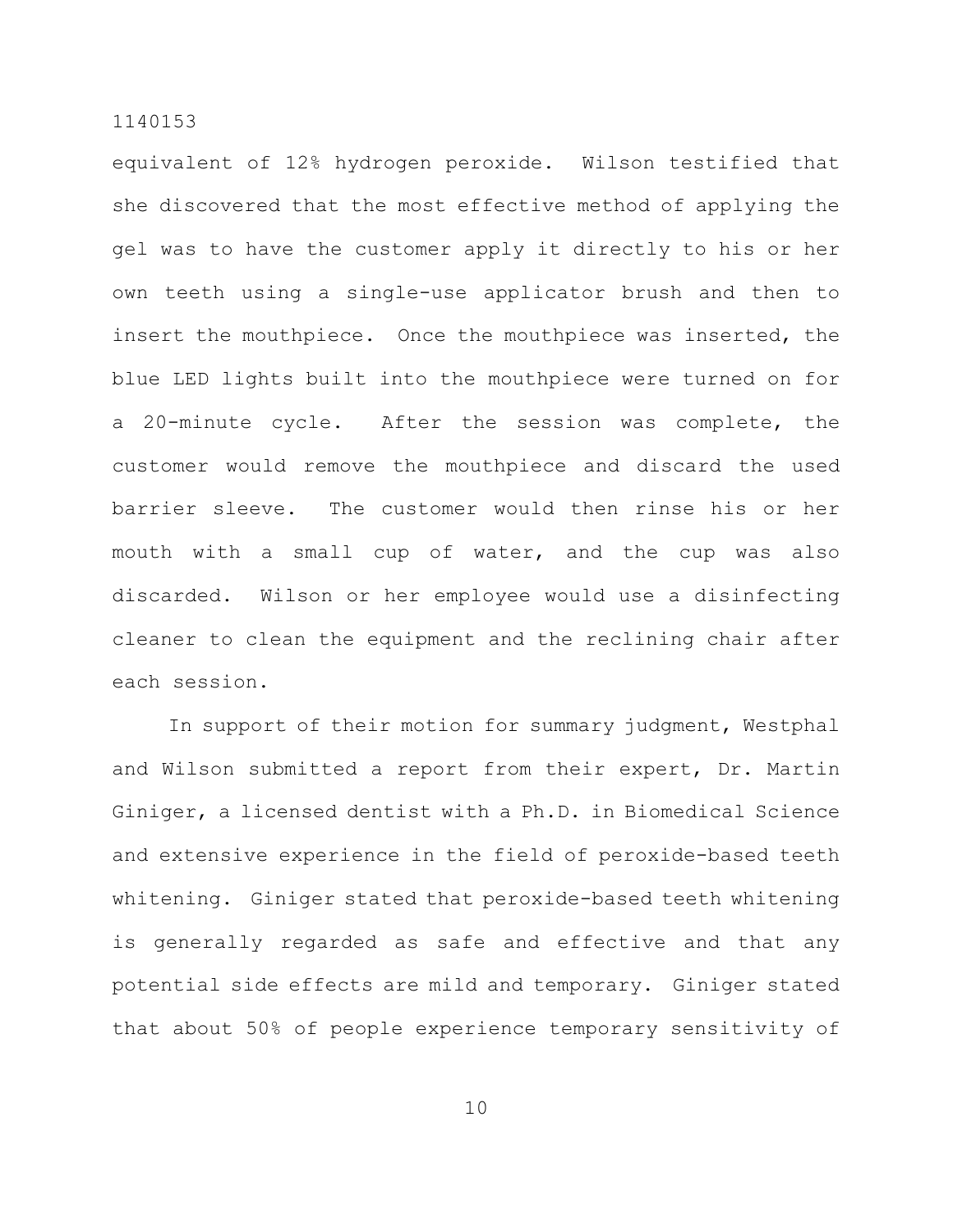equivalent of 12% hydrogen peroxide. Wilson testified that she discovered that the most effective method of applying the gel was to have the customer apply it directly to his or her own teeth using a single-use applicator brush and then to insert the mouthpiece. Once the mouthpiece was inserted, the blue LED lights built into the mouthpiece were turned on for a 20-minute cycle. After the session was complete, the customer would remove the mouthpiece and discard the used barrier sleeve. The customer would then rinse his or her mouth with a small cup of water, and the cup was also discarded. Wilson or her employee would use a disinfecting cleaner to clean the equipment and the reclining chair after each session.

In support of their motion for summary judgment, Westphal and Wilson submitted a report from their expert, Dr. Martin Giniger, a licensed dentist with a Ph.D. in Biomedical Science and extensive experience in the field of peroxide-based teeth whitening. Giniger stated that peroxide-based teeth whitening is generally regarded as safe and effective and that any potential side effects are mild and temporary. Giniger stated that about 50% of people experience temporary sensitivity of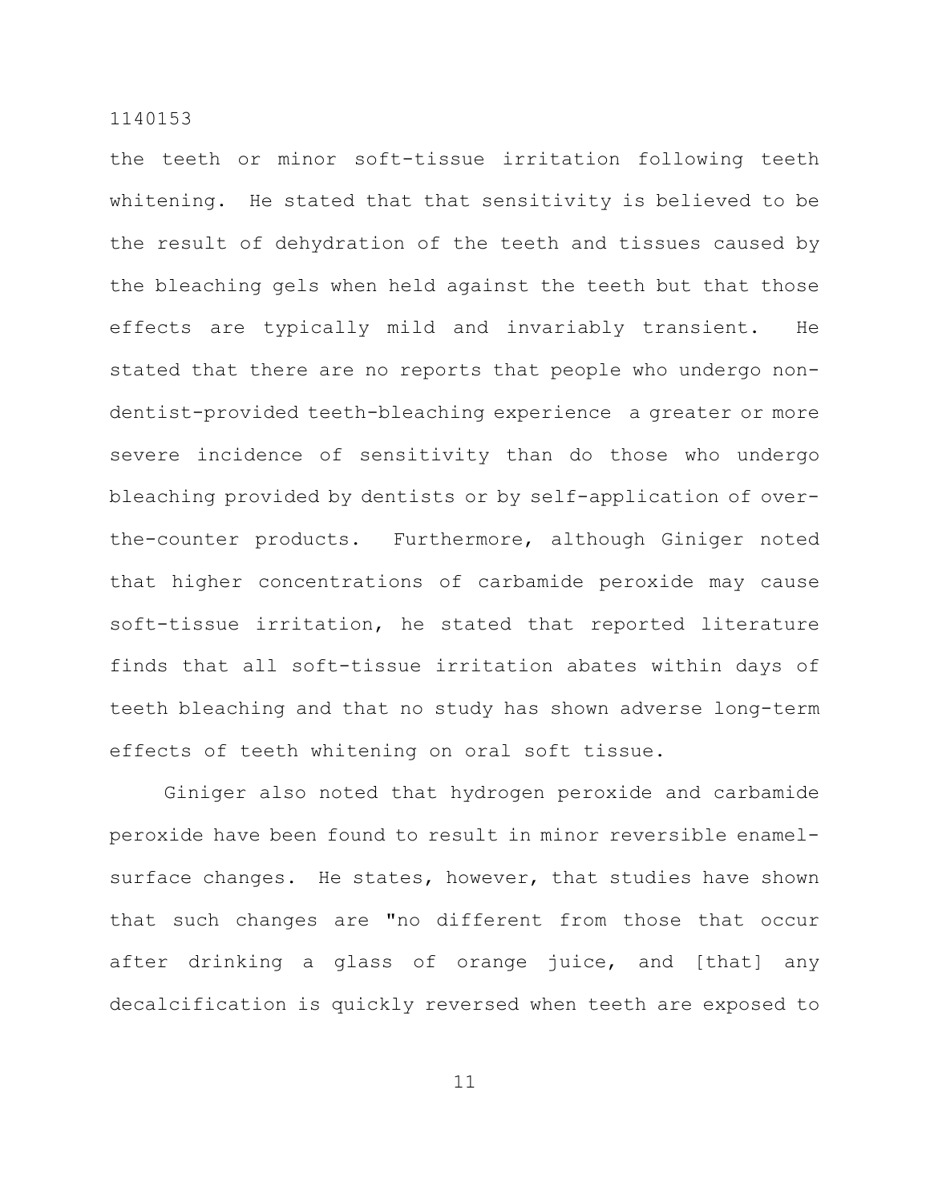the teeth or minor soft-tissue irritation following teeth whitening. He stated that that sensitivity is believed to be the result of dehydration of the teeth and tissues caused by the bleaching gels when held against the teeth but that those effects are typically mild and invariably transient. He stated that there are no reports that people who undergo non-dentist-provided teeth-bleaching experience a greater or more severe incidence of sensitivity than do those who undergo bleaching provided by dentists or by self-application of over-the-counter products. Furthermore, although Giniger noted that higher concentrations of carbamide peroxide may cause soft-tissue irritation, he stated that reported literature finds that all soft-tissue irritation abates within days of teeth bleaching and that no study has shown adverse long-term effects of teeth whitening on oral soft tissue.

Giniger also noted that hydrogen peroxide and carbamide peroxide have been found to result in minor reversible enamel-surface changes. He states, however, that studies have shown that such changes are "no different from those that occur after drinking a glass of orange juice, and [that] any decalcification is quickly reversed when teeth are exposed to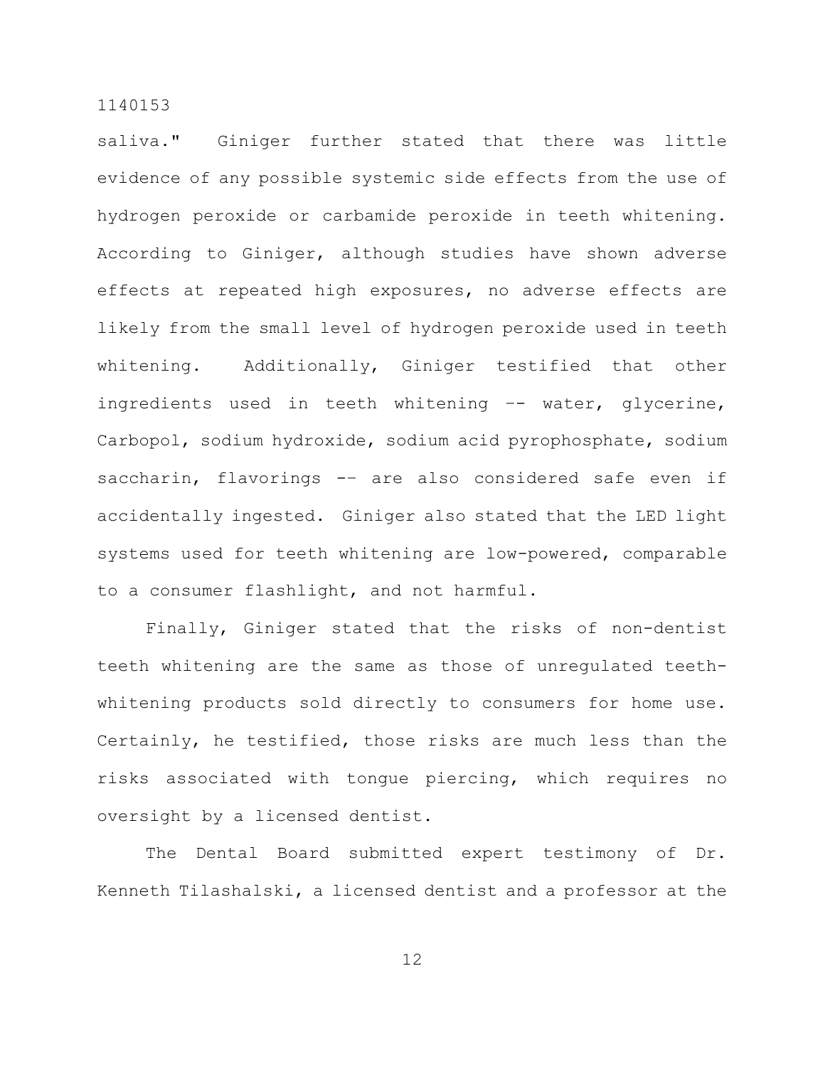saliva." Giniger further stated that there was little evidence of any possible systemic side effects from the use of hydrogen peroxide or carbamide peroxide in teeth whitening. According to Giniger, although studies have shown adverse effects at repeated high exposures, no adverse effects are likely from the small level of hydrogen peroxide used in teeth whitening. Additionally, Giniger testified that other ingredients used in teeth whitening –- water, glycerine, Carbopol, sodium hydroxide, sodium acid pyrophosphate, sodium saccharin, flavorings -– are also considered safe even if accidentally ingested. Giniger also stated that the LED light systems used for teeth whitening are low-powered, comparable to a consumer flashlight, and not harmful.

Finally, Giniger stated that the risks of non-dentist teeth whitening are the same as those of unregulated teeth-whitening products sold directly to consumers for home use. Certainly, he testified, those risks are much less than the risks associated with tongue piercing, which requires no oversight by a licensed dentist.

The Dental Board submitted expert testimony of Dr. Kenneth Tilashalski, a licensed dentist and a professor at the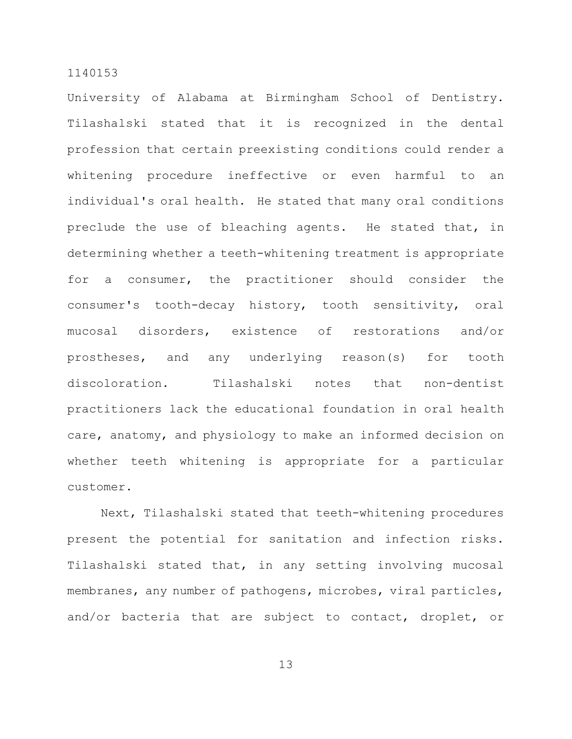University of Alabama at Birmingham School of Dentistry. Tilashalski stated that it is recognized in the dental profession that certain preexisting conditions could render a whitening procedure ineffective or even harmful to an individual's oral health. He stated that many oral conditions preclude the use of bleaching agents. He stated that, in determining whether a teeth-whitening treatment is appropriate for a consumer, the practitioner should consider the consumer's tooth-decay history, tooth sensitivity, oral mucosal disorders, existence of restorations and/or prostheses, and any underlying reason(s) for tooth discoloration. Tilashalski notes that non-dentist practitioners lack the educational foundation in oral health care, anatomy, and physiology to make an informed decision on whether teeth whitening is appropriate for a particular customer.

Next, Tilashalski stated that teeth-whitening procedures present the potential for sanitation and infection risks. Tilashalski stated that, in any setting involving mucosal membranes, any number of pathogens, microbes, viral particles, and/or bacteria that are subject to contact, droplet, or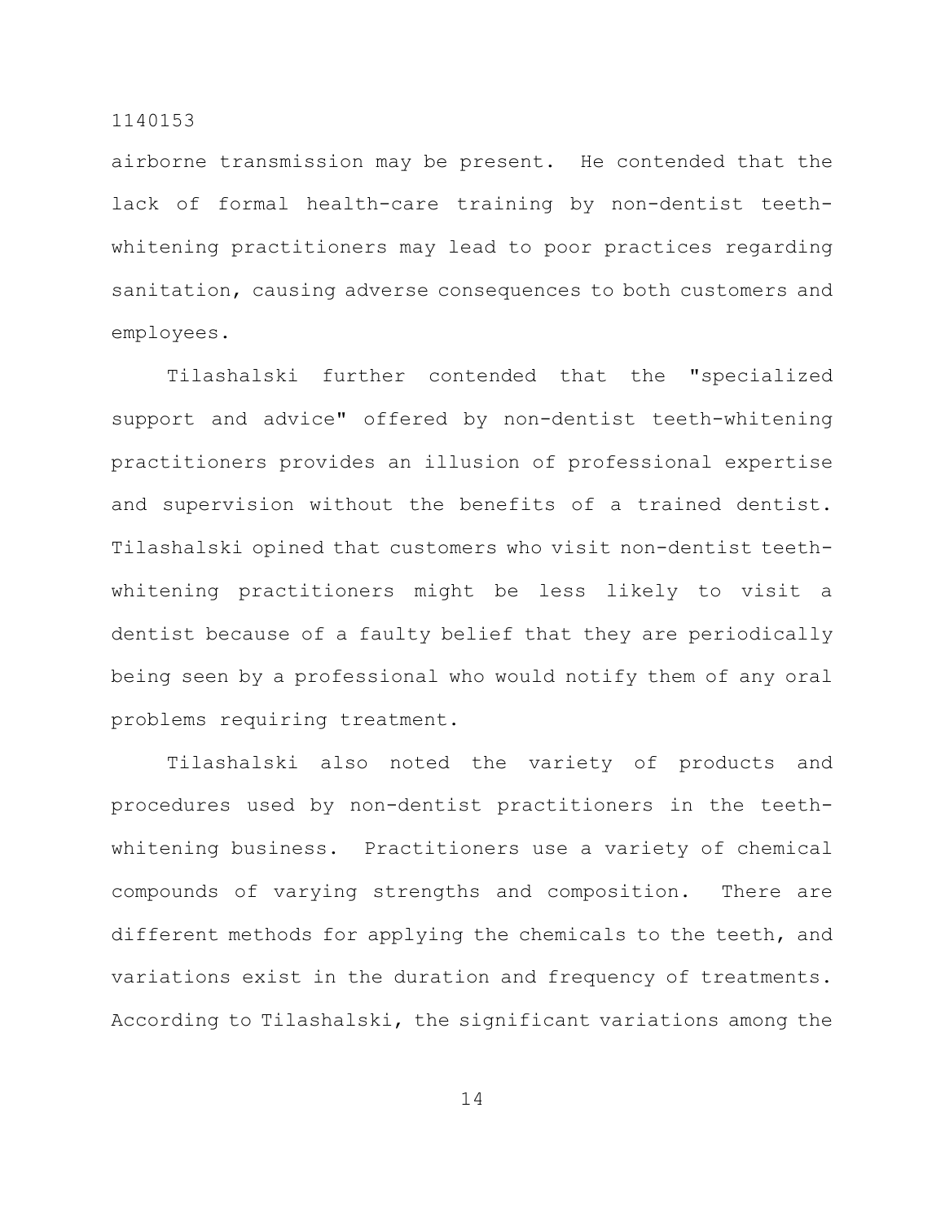airborne transmission may be present. He contended that the lack of formal health-care training by non-dentist teeth-whitening practitioners may lead to poor practices regarding sanitation, causing adverse consequences to both customers and employees.

Tilashalski further contended that the "specialized support and advice" offered by non-dentist teeth-whitening practitioners provides an illusion of professional expertise and supervision without the benefits of a trained dentist. Tilashalski opined that customers who visit non-dentist teeth-whitening practitioners might be less likely to visit a dentist because of a faulty belief that they are periodically being seen by a professional who would notify them of any oral problems requiring treatment.

Tilashalski also noted the variety of products and procedures used by non-dentist practitioners in the teeth-whitening business. Practitioners use a variety of chemical compounds of varying strengths and composition. There are different methods for applying the chemicals to the teeth, and variations exist in the duration and frequency of treatments. According to Tilashalski, the significant variations among the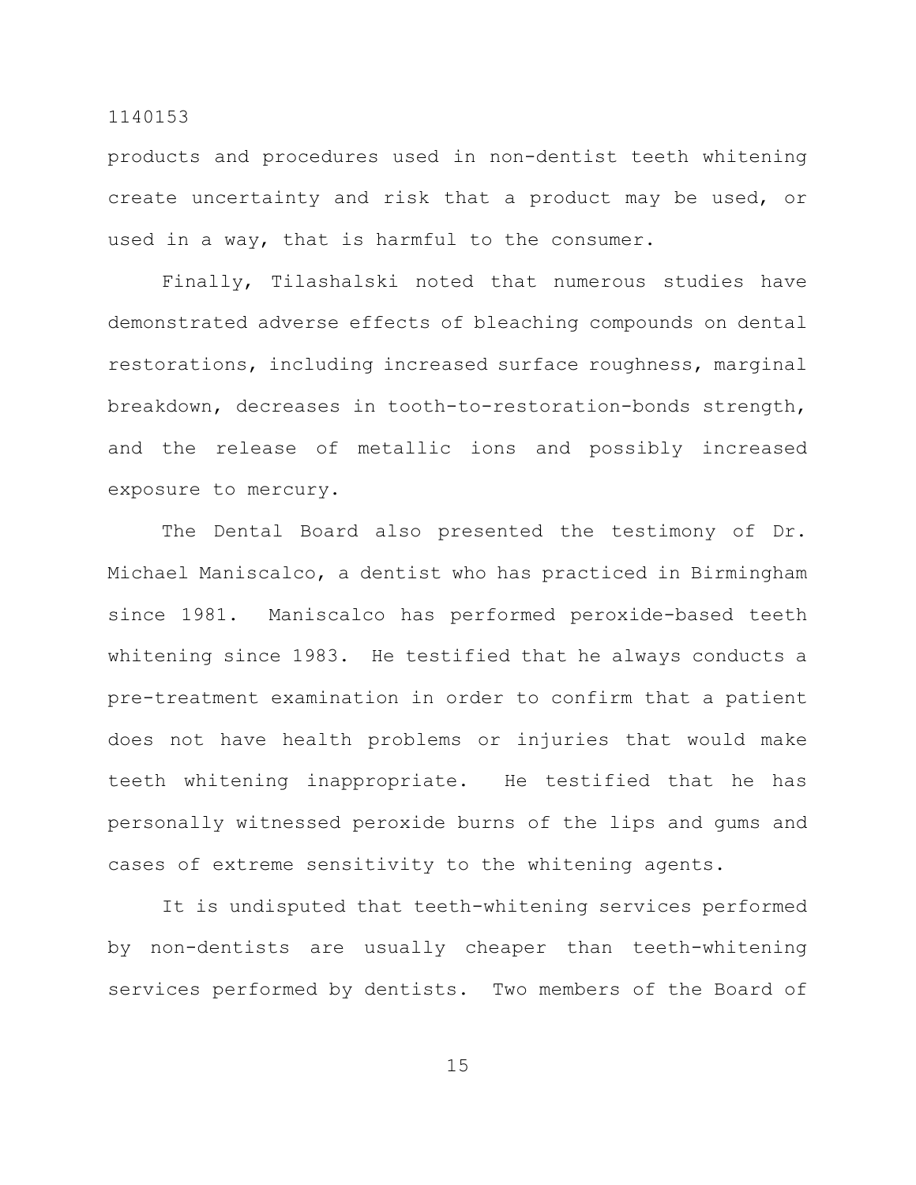products and procedures used in non-dentist teeth whitening create uncertainty and risk that a product may be used, or used in a way, that is harmful to the consumer.

Finally, Tilashalski noted that numerous studies have demonstrated adverse effects of bleaching compounds on dental restorations, including increased surface roughness, marginal breakdown, decreases in tooth-to-restoration-bonds strength, and the release of metallic ions and possibly increased exposure to mercury.

The Dental Board also presented the testimony of Dr. Michael Maniscalco, a dentist who has practiced in Birmingham since 1981. Maniscalco has performed peroxide-based teeth whitening since 1983. He testified that he always conducts a pre-treatment examination in order to confirm that a patient does not have health problems or injuries that would make teeth whitening inappropriate. He testified that he has personally witnessed peroxide burns of the lips and gums and cases of extreme sensitivity to the whitening agents.

It is undisputed that teeth-whitening services performed by non-dentists are usually cheaper than teeth-whitening services performed by dentists. Two members of the Board of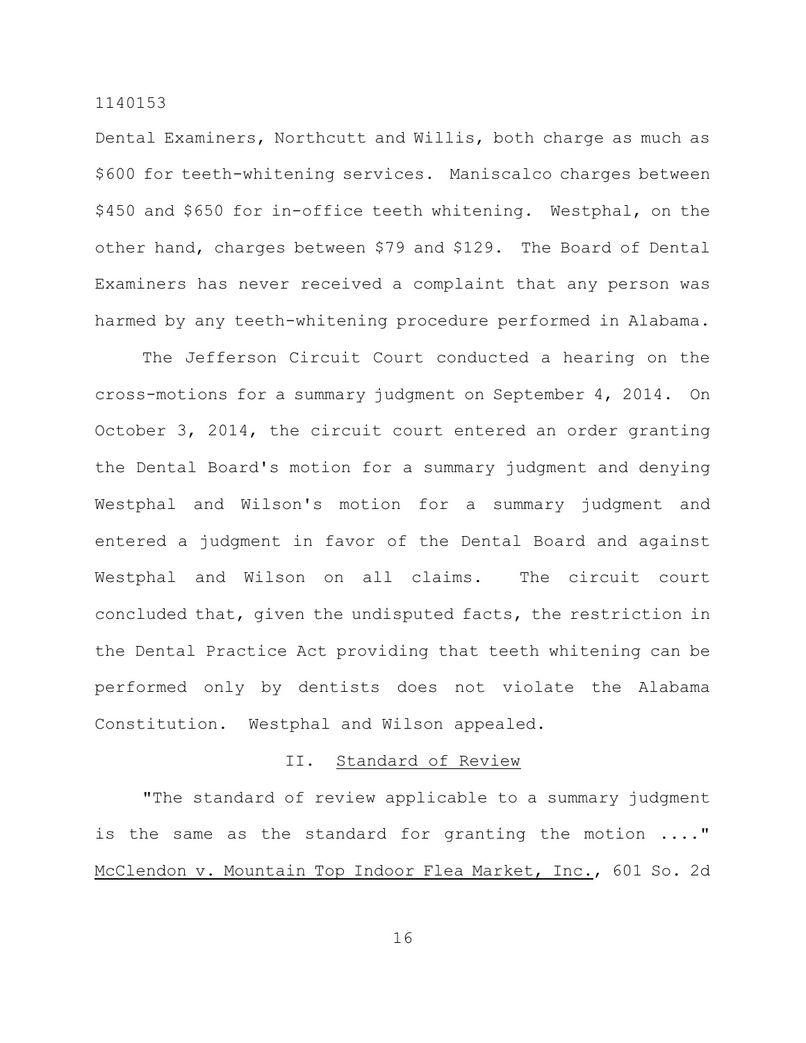Dental Examiners, Northcutt and Willis, both charge as much as $600 for teeth-whitening services. Maniscalco charges between $450 and $650 for in-office teeth whitening. Westphal, on the other hand, charges between $79 and $129. The Board of Dental Examiners has never received a complaint that any person was harmed by any teeth-whitening procedure performed in Alabama.

The Jefferson Circuit Court conducted a hearing on the cross-motions for a summary judgment on September 4, 2014. On October 3, 2014, the circuit court entered an order granting the Dental Board's motion for a summary judgment and denying Westphal and Wilson's motion for a summary judgment and entered a judgment in favor of the Dental Board and against Westphal and Wilson on all claims. The circuit court concluded that, given the undisputed facts, the restriction in the Dental Practice Act providing that teeth whitening can be performed only by dentists does not violate the Alabama Constitution. Westphal and Wilson appealed.

## II. Standard of Review

"The standard of review applicable to a summary judgment is the same as the standard for granting the motion ...." McClendon v. Mountain Top Indoor Flea Market, Inc., 601 So. 2d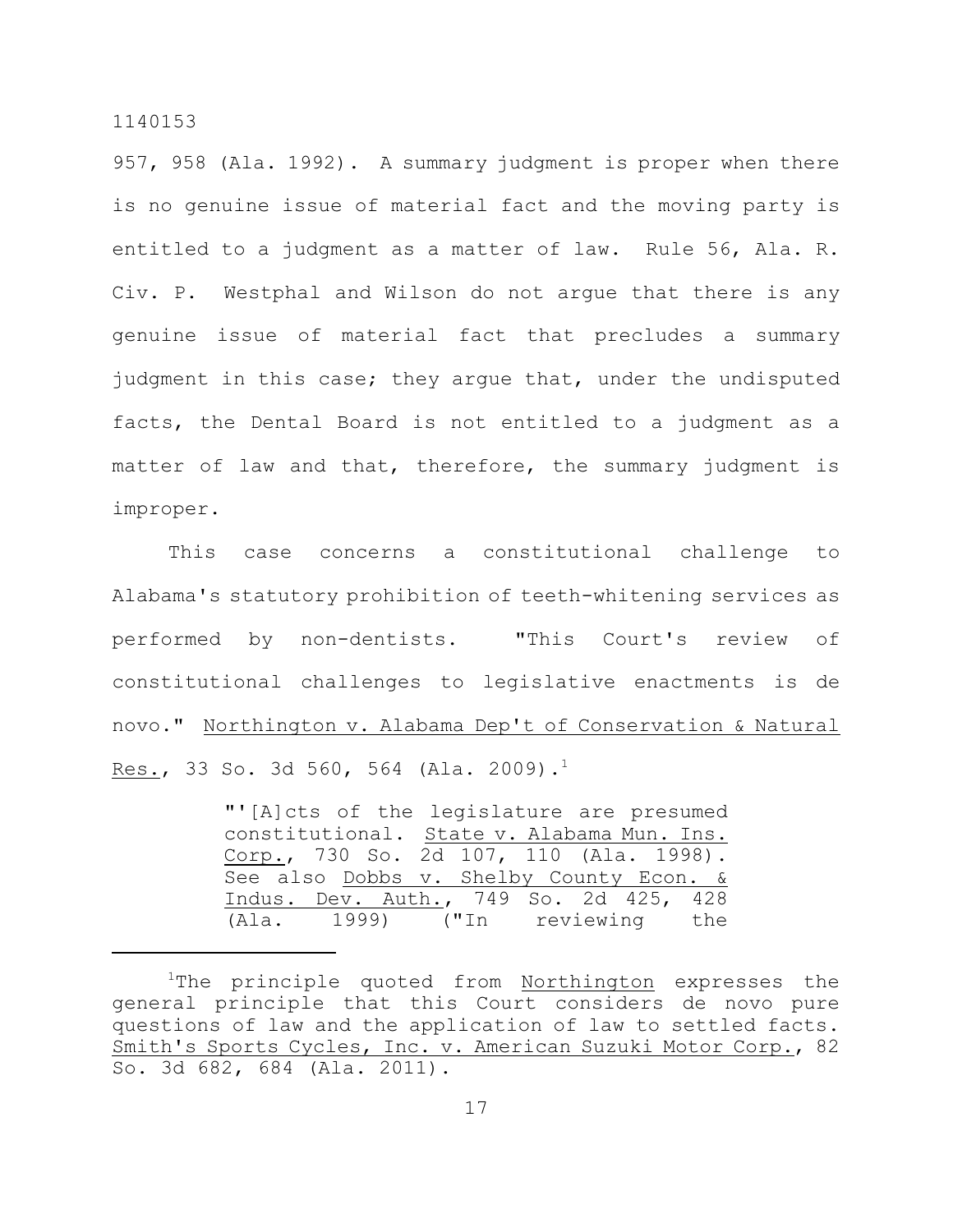957, 958 (Ala. 1992). A summary judgment is proper when there is no genuine issue of material fact and the moving party is entitled to a judgment as a matter of law. Rule 56, Ala. R. Civ. P. Westphal and Wilson do not argue that there is any genuine issue of material fact that precludes a summary judgment in this case; they argue that, under the undisputed facts, the Dental Board is not entitled to a judgment as a matter of law and that, therefore, the summary judgment is improper.

This case concerns a constitutional challenge to Alabama's statutory prohibition of teeth-whitening services as performed by non-dentists. "This Court's review of constitutional challenges to legislative enactments is de novo." Northington v. Alabama Dep't of Conservation & Natural Res., 33 So. 3d 560, 564 (Ala. 2009).[1]

> "'[A]cts of the legislature are presumed constitutional. State v. Alabama Mun. Ins. Corp., 730 So. 2d 107, 110 (Ala. 1998). See also Dobbs v. Shelby County Econ. & Indus. Dev. Auth., 749 So. 2d 425, 428 (Ala. 1999) ("In reviewing the

---

[1]The principle quoted from Northington expresses the general principle that this Court considers de novo pure questions of law and the application of law to settled facts. Smith's Sports Cycles, Inc. v. American Suzuki Motor Corp., 82 So. 3d 682, 684 (Ala. 2011).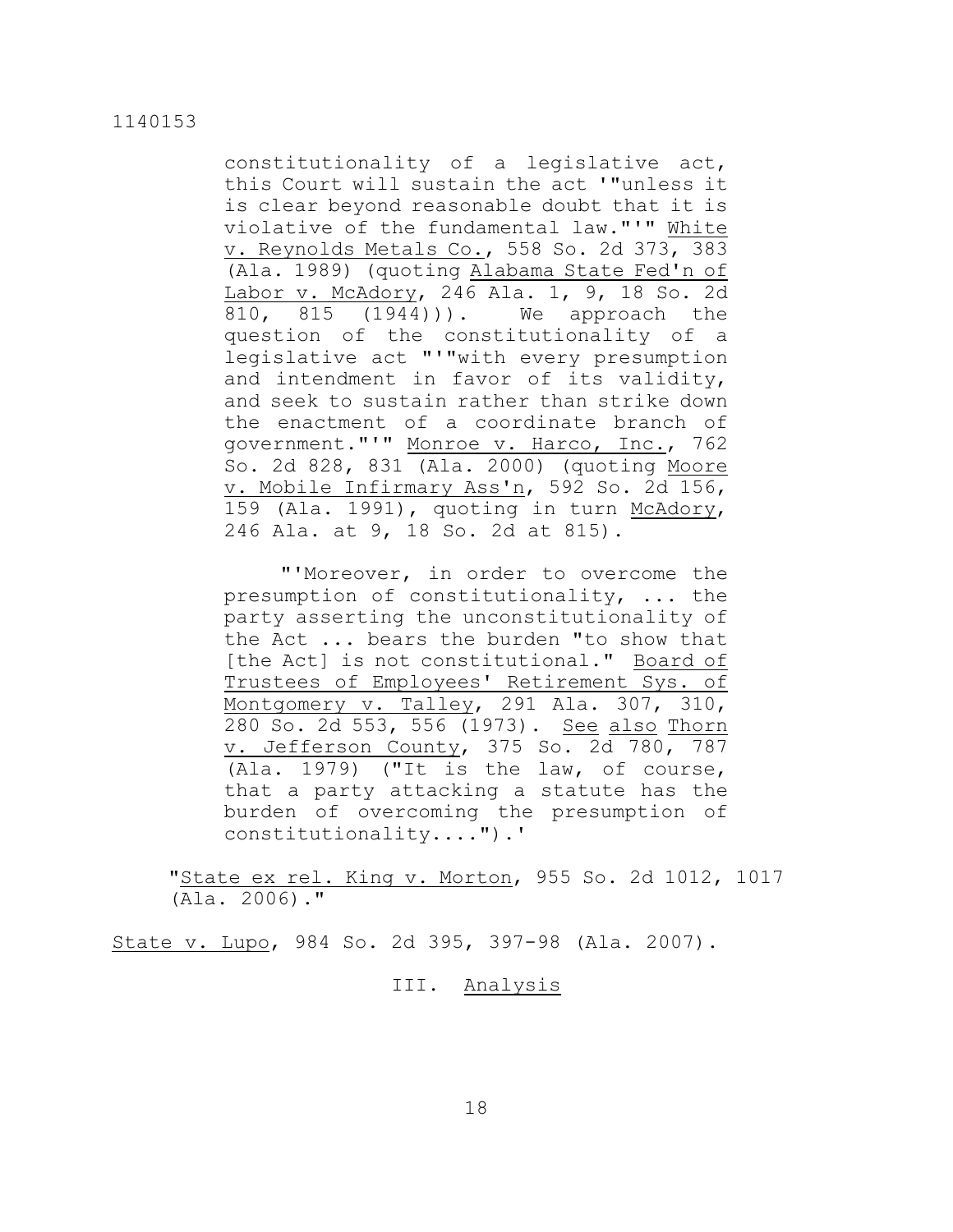constitutionality of a legislative act, this Court will sustain the act '"unless it is clear beyond reasonable doubt that it is violative of the fundamental law."'" White v. Reynolds Metals Co., 558 So. 2d 373, 383 (Ala. 1989) (quoting Alabama State Fed'n of Labor v. McAdory, 246 Ala. 1, 9, 18 So. 2d 810, 815 (1944))). We approach the question of the constitutionality of a legislative act "'"with every presumption and intendment in favor of its validity, and seek to sustain rather than strike down the enactment of a coordinate branch of government."'" Monroe v. Harco, Inc., 762 So. 2d 828, 831 (Ala. 2000) (quoting Moore v. Mobile Infirmary Ass'n, 592 So. 2d 156, 159 (Ala. 1991), quoting in turn McAdory, 246 Ala. at 9, 18 So. 2d at 815).

"'Moreover, in order to overcome the presumption of constitutionality, ... the party asserting the unconstitutionality of the Act ... bears the burden "to show that [the Act] is not constitutional." Board of Trustees of Employees' Retirement Sys. of Montgomery v. Talley, 291 Ala. 307, 310, 280 So. 2d 553, 556 (1973). See also Thorn v. Jefferson County, 375 So. 2d 780, 787 (Ala. 1979) ("It is the law, of course, that a party attacking a statute has the burden of overcoming the presumption of constitutionality....").'

"State ex rel. King v. Morton, 955 So. 2d 1012, 1017 (Ala. 2006)."

State v. Lupo, 984 So. 2d 395, 397-98 (Ala. 2007).

## III. Analysis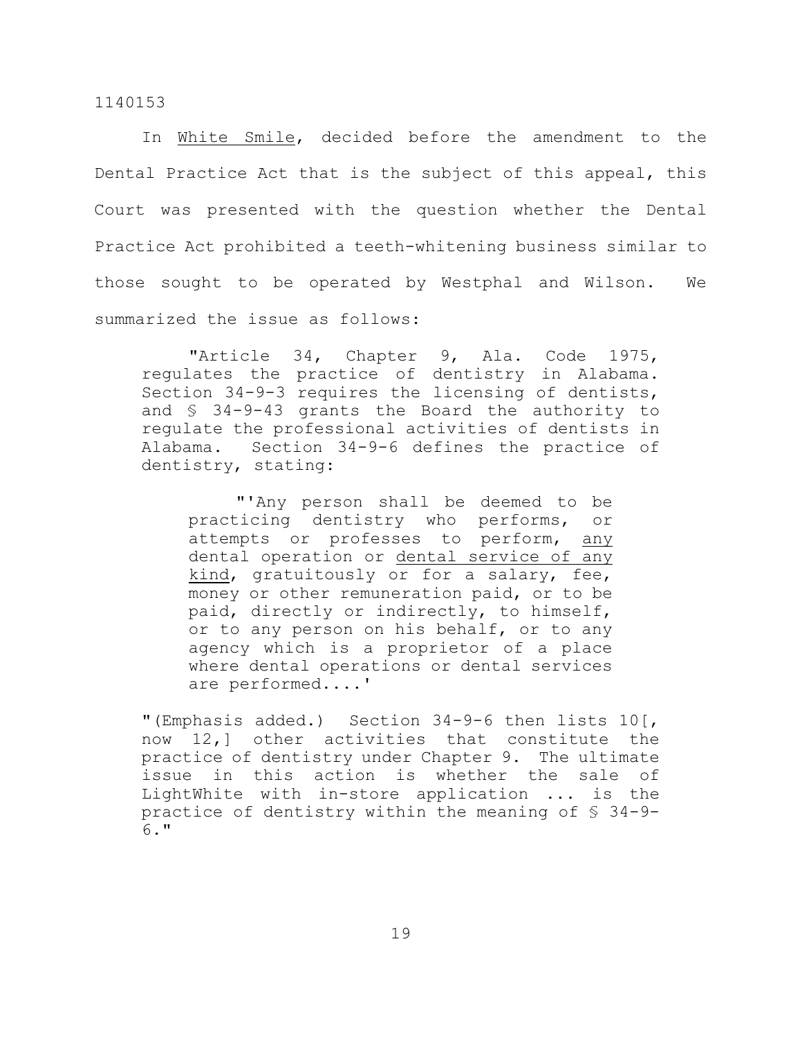In White Smile, decided before the amendment to the Dental Practice Act that is the subject of this appeal, this Court was presented with the question whether the Dental Practice Act prohibited a teeth-whitening business similar to those sought to be operated by Westphal and Wilson. We summarized the issue as follows:

> "Article 34, Chapter 9, Ala. Code 1975, regulates the practice of dentistry in Alabama. Section 34-9-3 requires the licensing of dentists, and § 34-9-43 grants the Board the authority to regulate the professional activities of dentists in Alabama. Section 34-9-6 defines the practice of dentistry, stating:
>
> > "'Any person shall be deemed to be practicing dentistry who performs, or attempts or professes to perform, <u>any</u> dental operation or <u>dental service of any kind</u>, gratuitously or for a salary, fee, money or other remuneration paid, or to be paid, directly or indirectly, to himself, or to any person on his behalf, or to any agency which is a proprietor of a place where dental operations or dental services are performed....'
>
> "(Emphasis added.) Section 34-9-6 then lists 10[, now 12,] other activities that constitute the practice of dentistry under Chapter 9. The ultimate issue in this action is whether the sale of LightWhite with in-store application ... is the practice of dentistry within the meaning of § 34-9-6."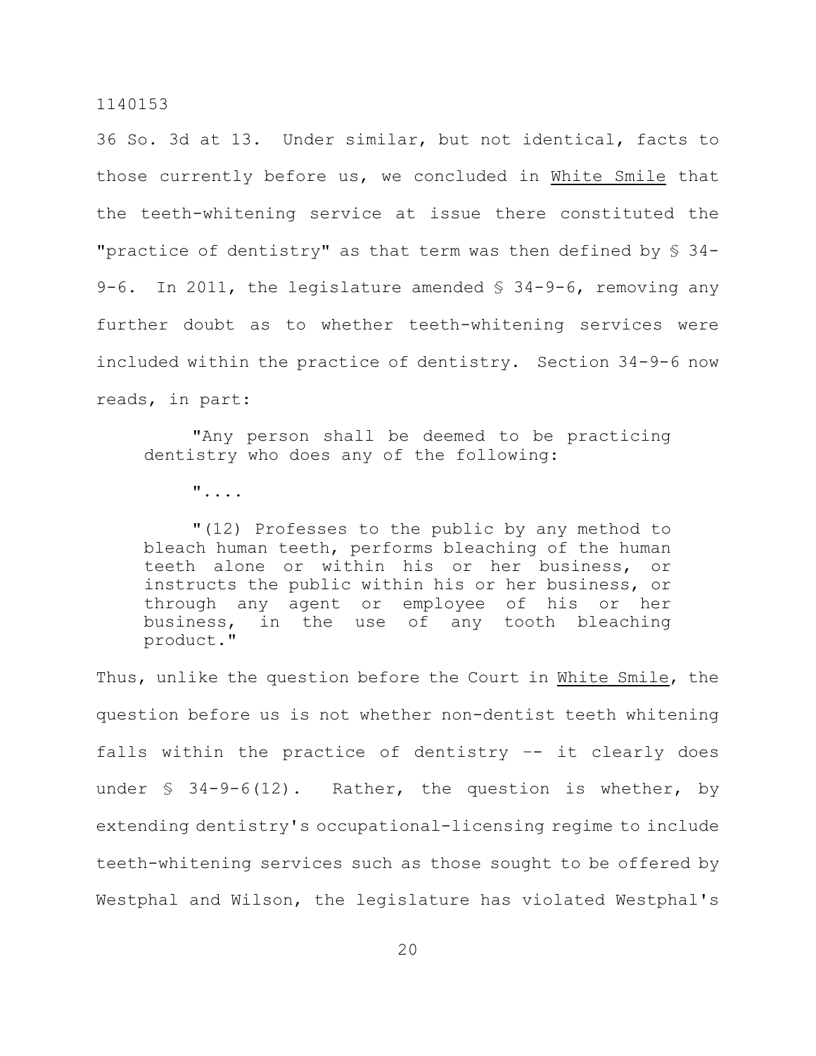36 So. 3d at 13. Under similar, but not identical, facts to those currently before us, we concluded in White Smile that the teeth-whitening service at issue there constituted the "practice of dentistry" as that term was then defined by § 34-9-6. In 2011, the legislature amended § 34-9-6, removing any further doubt as to whether teeth-whitening services were included within the practice of dentistry. Section 34-9-6 now reads, in part:

> "Any person shall be deemed to be practicing dentistry who does any of the following:
>
> "....
>
> "(12) Professes to the public by any method to bleach human teeth, performs bleaching of the human teeth alone or within his or her business, or instructs the public within his or her business, or through any agent or employee of his or her business, in the use of any tooth bleaching product."

Thus, unlike the question before the Court in White Smile, the question before us is not whether non-dentist teeth whitening falls within the practice of dentistry -- it clearly does under § 34-9-6(12). Rather, the question is whether, by extending dentistry's occupational-licensing regime to include teeth-whitening services such as those sought to be offered by Westphal and Wilson, the legislature has violated Westphal's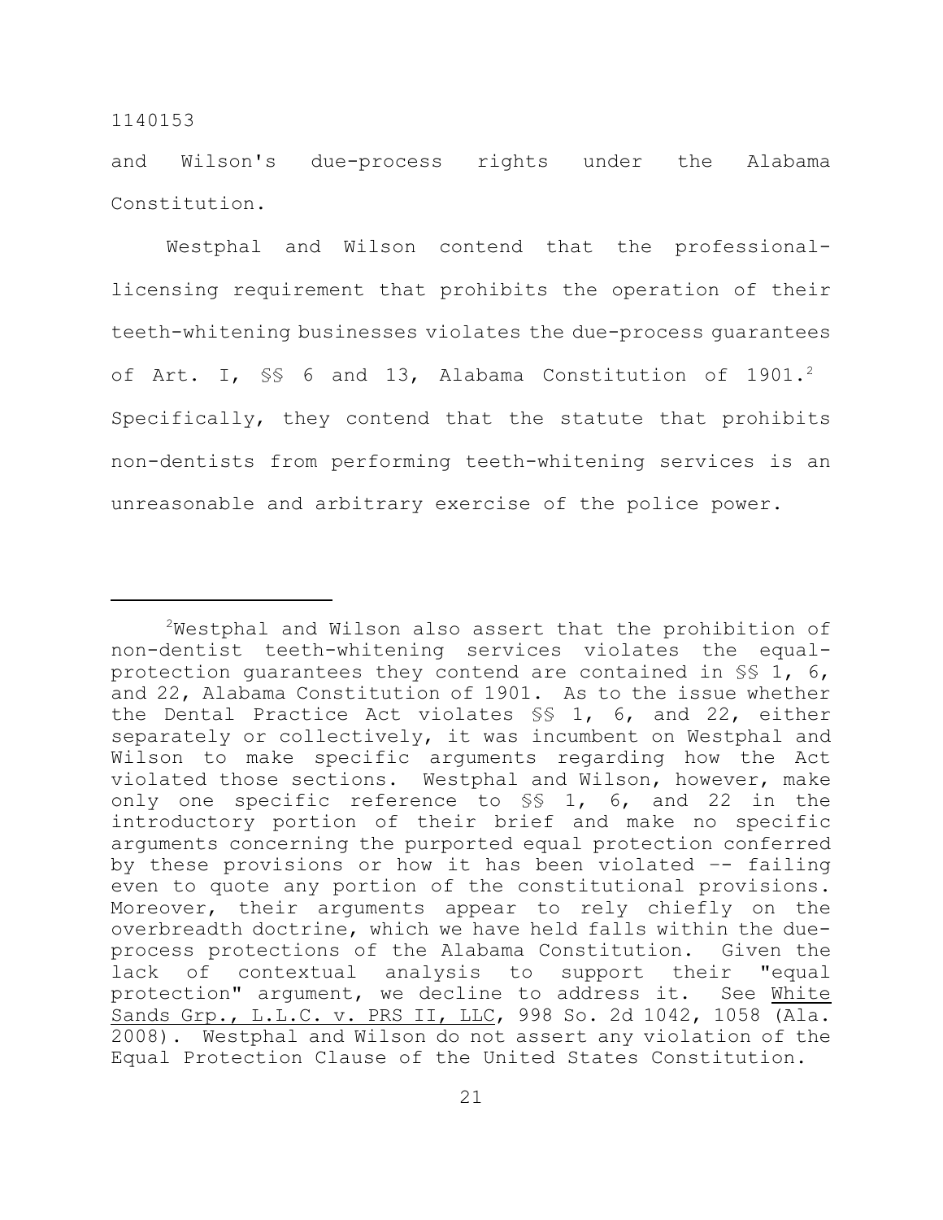and Wilson's due-process rights under the Alabama Constitution.

Westphal and Wilson contend that the professional-licensing requirement that prohibits the operation of their teeth-whitening businesses violates the due-process guarantees of Art. I, §§ 6 and 13, Alabama Constitution of 1901.[2] Specifically, they contend that the statute that prohibits non-dentists from performing teeth-whitening services is an unreasonable and arbitrary exercise of the police power.

---

[2]Westphal and Wilson also assert that the prohibition of non-dentist teeth-whitening services violates the equal-protection guarantees they contend are contained in §§ 1, 6, and 22, Alabama Constitution of 1901. As to the issue whether the Dental Practice Act violates §§ 1, 6, and 22, either separately or collectively, it was incumbent on Westphal and Wilson to make specific arguments regarding how the Act violated those sections. Westphal and Wilson, however, make only one specific reference to §§ 1, 6, and 22 in the introductory portion of their brief and make no specific arguments concerning the purported equal protection conferred by these provisions or how it has been violated -- failing even to quote any portion of the constitutional provisions. Moreover, their arguments appear to rely chiefly on the overbreadth doctrine, which we have held falls within the due-process protections of the Alabama Constitution. Given the lack of contextual analysis to support their "equal protection" argument, we decline to address it. See White Sands Grp., L.L.C. v. PRS II, LLC, 998 So. 2d 1042, 1058 (Ala. 2008). Westphal and Wilson do not assert any violation of the Equal Protection Clause of the United States Constitution.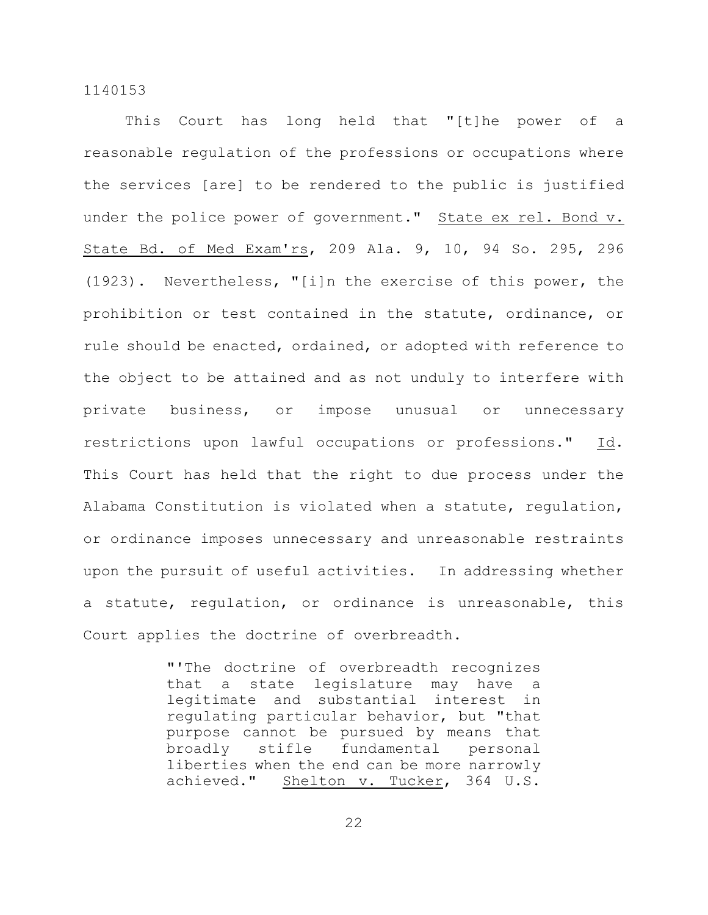This Court has long held that "[t]he power of a reasonable regulation of the professions or occupations where the services [are] to be rendered to the public is justified under the police power of government." State ex rel. Bond v. State Bd. of Med Exam'rs, 209 Ala. 9, 10, 94 So. 295, 296 (1923). Nevertheless, "[i]n the exercise of this power, the prohibition or test contained in the statute, ordinance, or rule should be enacted, ordained, or adopted with reference to the object to be attained and as not unduly to interfere with private business, or impose unusual or unnecessary restrictions upon lawful occupations or professions." Id. This Court has held that the right to due process under the Alabama Constitution is violated when a statute, regulation, or ordinance imposes unnecessary and unreasonable restraints upon the pursuit of useful activities. In addressing whether a statute, regulation, or ordinance is unreasonable, this Court applies the doctrine of overbreadth.

> "'The doctrine of overbreadth recognizes that a state legislature may have a legitimate and substantial interest in regulating particular behavior, but "that purpose cannot be pursued by means that broadly stifle fundamental personal liberties when the end can be more narrowly achieved." Shelton v. Tucker, 364 U.S.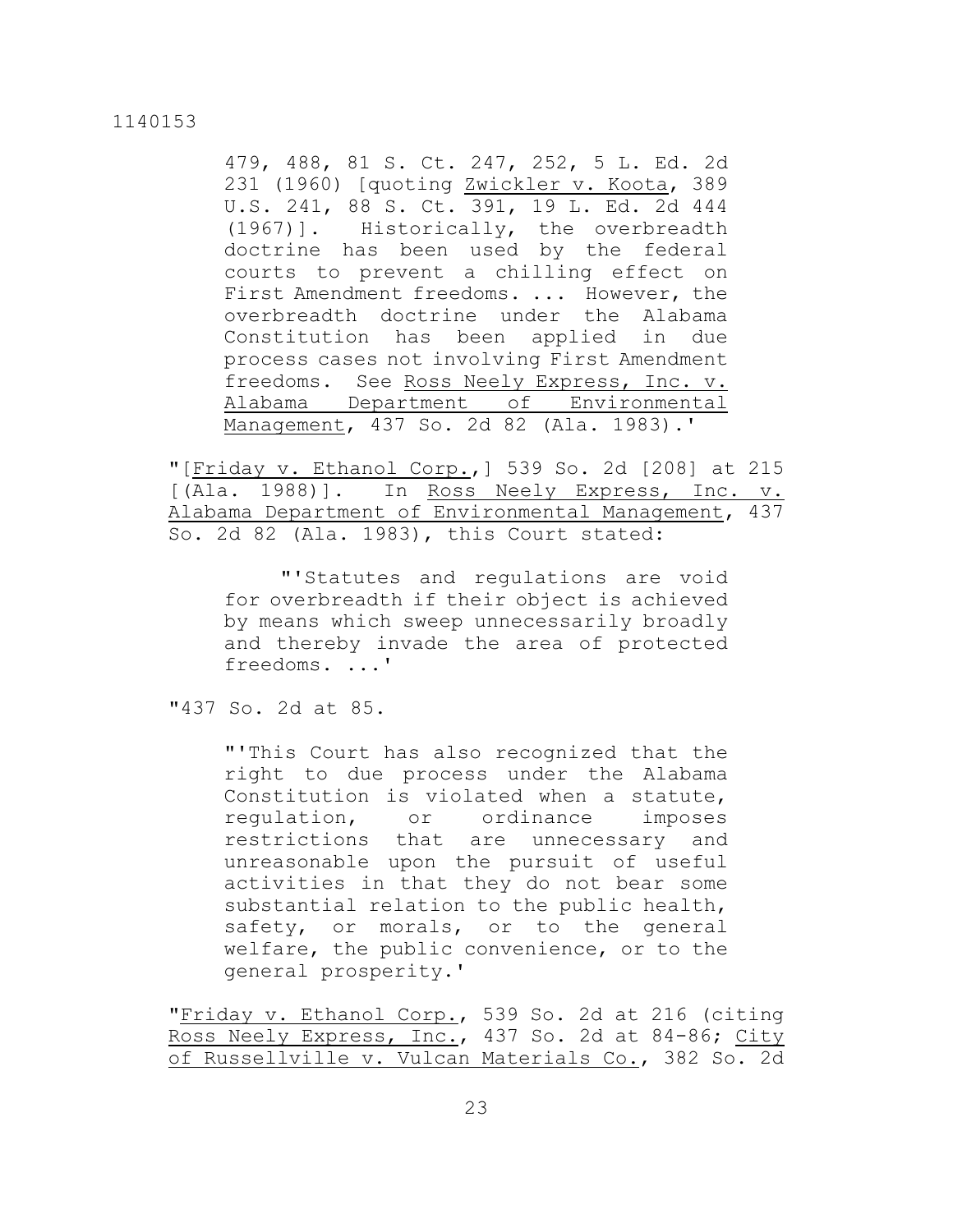> 479, 488, 81 S. Ct. 247, 252, 5 L. Ed. 2d 231 (1960) [quoting Zwickler v. Koota, 389 U.S. 241, 88 S. Ct. 391, 19 L. Ed. 2d 444 (1967)]. Historically, the overbreadth doctrine has been used by the federal courts to prevent a chilling effect on First Amendment freedoms. ... However, the overbreadth doctrine under the Alabama Constitution has been applied in due process cases not involving First Amendment freedoms. See Ross Neely Express, Inc. v. Alabama Department of Environmental Management, 437 So. 2d 82 (Ala. 1983).'

"[Friday v. Ethanol Corp.,] 539 So. 2d [208] at 215 [(Ala. 1988)]. In Ross Neely Express, Inc. v. Alabama Department of Environmental Management, 437 So. 2d 82 (Ala. 1983), this Court stated:

> "'Statutes and regulations are void for overbreadth if their object is achieved by means which sweep unnecessarily broadly and thereby invade the area of protected freedoms. ...'

"437 So. 2d at 85.

> "'This Court has also recognized that the right to due process under the Alabama Constitution is violated when a statute, regulation, or ordinance imposes restrictions that are unnecessary and unreasonable upon the pursuit of useful activities in that they do not bear some substantial relation to the public health, safety, or morals, or to the general welfare, the public convenience, or to the general prosperity.'

"Friday v. Ethanol Corp., 539 So. 2d at 216 (citing Ross Neely Express, Inc., 437 So. 2d at 84-86; City of Russellville v. Vulcan Materials Co., 382 So. 2d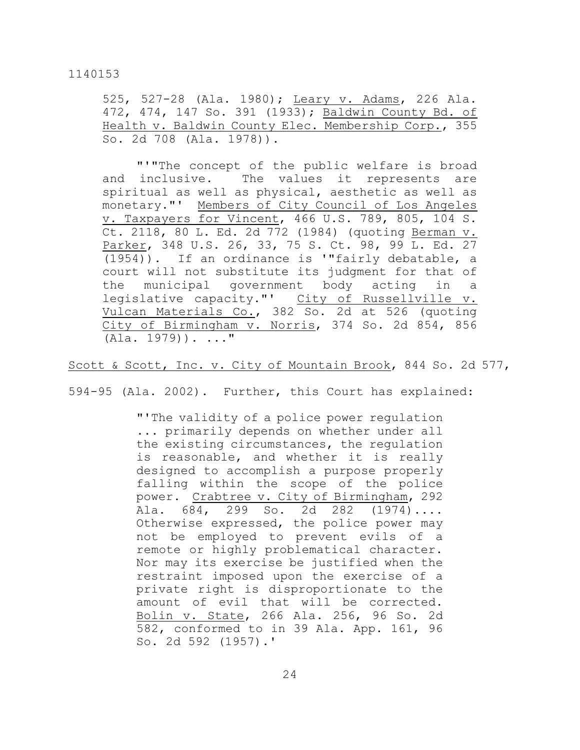> 525, 527-28 (Ala. 1980); Leary v. Adams, 226 Ala. 472, 474, 147 So. 391 (1933); Baldwin County Bd. of Health v. Baldwin County Elec. Membership Corp., 355 So. 2d 708 (Ala. 1978)).
>
> "'"The concept of the public welfare is broad and inclusive. The values it represents are spiritual as well as physical, aesthetic as well as monetary."' Members of City Council of Los Angeles v. Taxpayers for Vincent, 466 U.S. 789, 805, 104 S. Ct. 2118, 80 L. Ed. 2d 772 (1984) (quoting Berman v. Parker, 348 U.S. 26, 33, 75 S. Ct. 98, 99 L. Ed. 27 (1954)). If an ordinance is '"fairly debatable, a court will not substitute its judgment for that of the municipal government body acting in a legislative capacity."' City of Russellville v. Vulcan Materials Co., 382 So. 2d at 526 (quoting City of Birmingham v. Norris, 374 So. 2d 854, 856 (Ala. 1979)). ..."

Scott & Scott, Inc. v. City of Mountain Brook, 844 So. 2d 577, 594-95 (Ala. 2002). Further, this Court has explained:

> "'The validity of a police power regulation ... primarily depends on whether under all the existing circumstances, the regulation is reasonable, and whether it is really designed to accomplish a purpose properly falling within the scope of the police power. Crabtree v. City of Birmingham, 292 Ala. 684, 299 So. 2d 282 (1974).... Otherwise expressed, the police power may not be employed to prevent evils of a remote or highly problematical character. Nor may its exercise be justified when the restraint imposed upon the exercise of a private right is disproportionate to the amount of evil that will be corrected. Bolin v. State, 266 Ala. 256, 96 So. 2d 582, conformed to in 39 Ala. App. 161, 96 So. 2d 592 (1957).'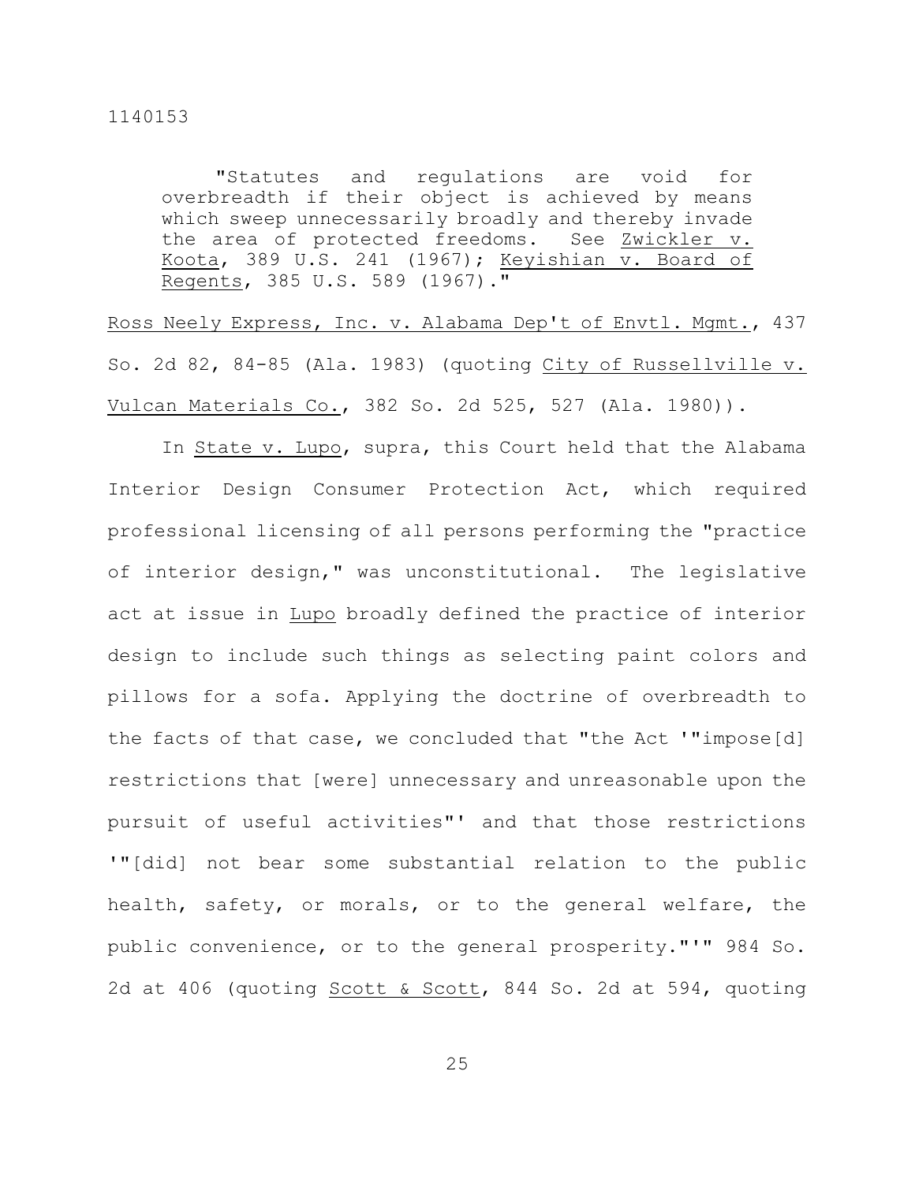> "Statutes and regulations are void for overbreadth if their object is achieved by means which sweep unnecessarily broadly and thereby invade the area of protected freedoms. See Zwickler v. Koota, 389 U.S. 241 (1967); Keyishian v. Board of Regents, 385 U.S. 589 (1967)."

Ross Neely Express, Inc. v. Alabama Dep't of Envtl. Mgmt., 437 So. 2d 82, 84-85 (Ala. 1983) (quoting City of Russellville v. Vulcan Materials Co., 382 So. 2d 525, 527 (Ala. 1980)).

In State v. Lupo, supra, this Court held that the Alabama Interior Design Consumer Protection Act, which required professional licensing of all persons performing the "practice of interior design," was unconstitutional. The legislative act at issue in Lupo broadly defined the practice of interior design to include such things as selecting paint colors and pillows for a sofa. Applying the doctrine of overbreadth to the facts of that case, we concluded that "the Act '"impose[d] restrictions that [were] unnecessary and unreasonable upon the pursuit of useful activities"' and that those restrictions '"[did] not bear some substantial relation to the public health, safety, or morals, or to the general welfare, the public convenience, or to the general prosperity."'" 984 So. 2d at 406 (quoting Scott & Scott, 844 So. 2d at 594, quoting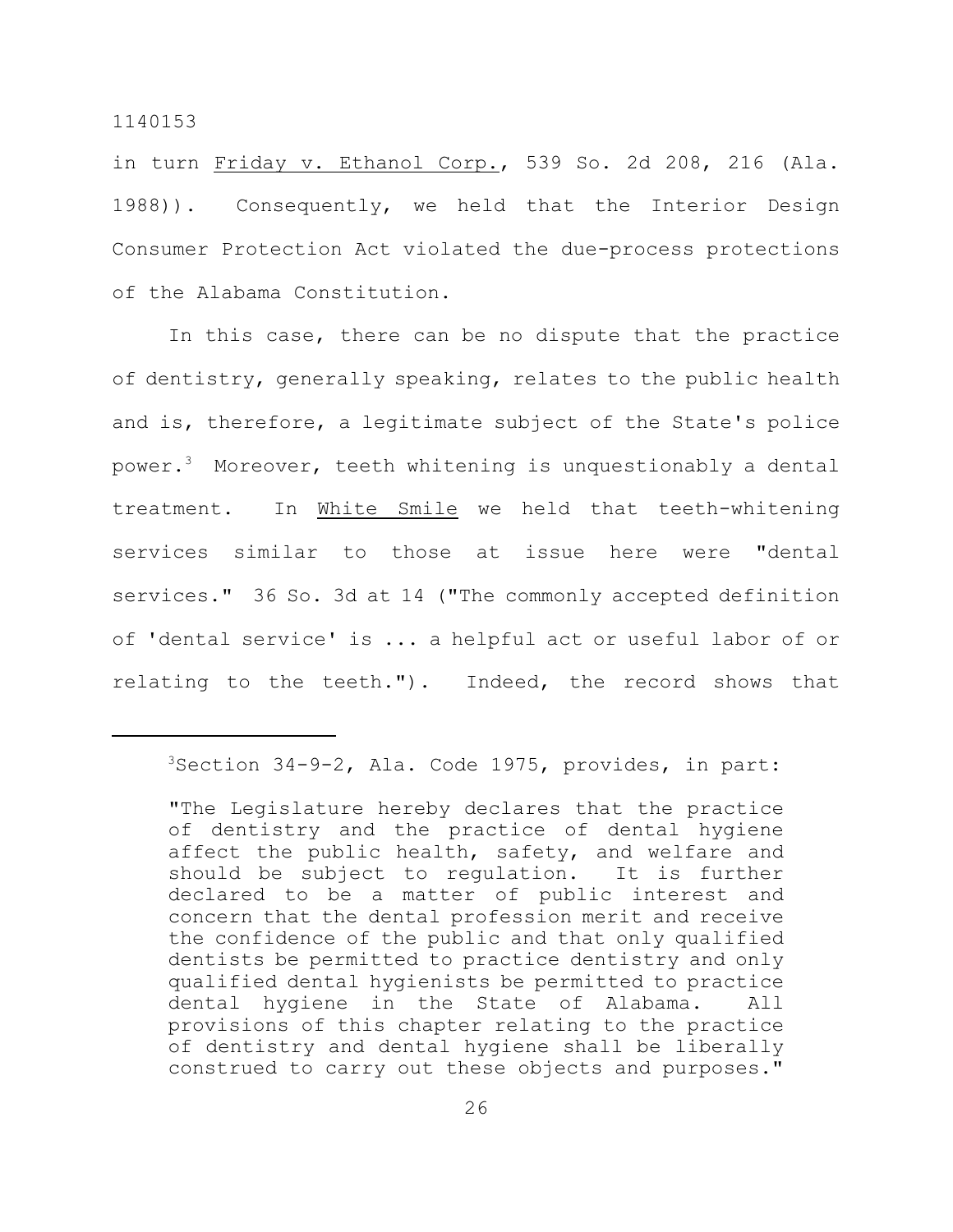in turn Friday v. Ethanol Corp., 539 So. 2d 208, 216 (Ala. 1988)). Consequently, we held that the Interior Design Consumer Protection Act violated the due-process protections of the Alabama Constitution.

In this case, there can be no dispute that the practice of dentistry, generally speaking, relates to the public health and is, therefore, a legitimate subject of the State's police power.[3] Moreover, teeth whitening is unquestionably a dental treatment. In White Smile we held that teeth-whitening services similar to those at issue here were "dental services." 36 So. 3d at 14 ("The commonly accepted definition of 'dental service' is ... a helpful act or useful labor of or relating to the teeth."). Indeed, the record shows that

---

[3]Section 34-9-2, Ala. Code 1975, provides, in part:

> "The Legislature hereby declares that the practice of dentistry and the practice of dental hygiene affect the public health, safety, and welfare and should be subject to regulation. It is further declared to be a matter of public interest and concern that the dental profession merit and receive the confidence of the public and that only qualified dentists be permitted to practice dentistry and only qualified dental hygienists be permitted to practice dental hygiene in the State of Alabama. All provisions of this chapter relating to the practice of dentistry and dental hygiene shall be liberally construed to carry out these objects and purposes."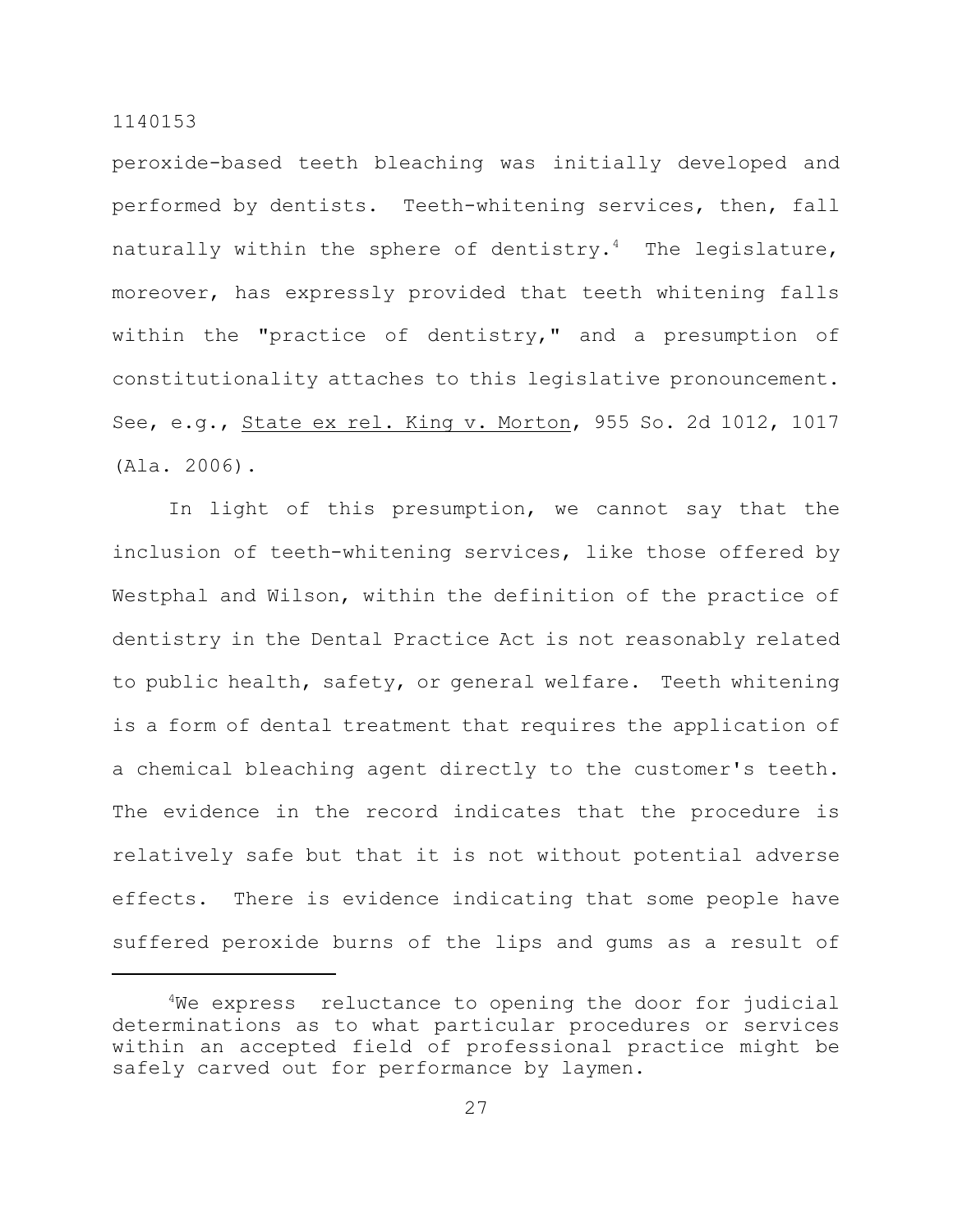peroxide-based teeth bleaching was initially developed and performed by dentists. Teeth-whitening services, then, fall naturally within the sphere of dentistry.[4] The legislature, moreover, has expressly provided that teeth whitening falls within the "practice of dentistry," and a presumption of constitutionality attaches to this legislative pronouncement. See, e.g., State ex rel. King v. Morton, 955 So. 2d 1012, 1017 (Ala. 2006).

In light of this presumption, we cannot say that the inclusion of teeth-whitening services, like those offered by Westphal and Wilson, within the definition of the practice of dentistry in the Dental Practice Act is not reasonably related to public health, safety, or general welfare. Teeth whitening is a form of dental treatment that requires the application of a chemical bleaching agent directly to the customer's teeth. The evidence in the record indicates that the procedure is relatively safe but that it is not without potential adverse effects. There is evidence indicating that some people have suffered peroxide burns of the lips and gums as a result of

---

[4]We express reluctance to opening the door for judicial determinations as to what particular procedures or services within an accepted field of professional practice might be safely carved out for performance by laymen.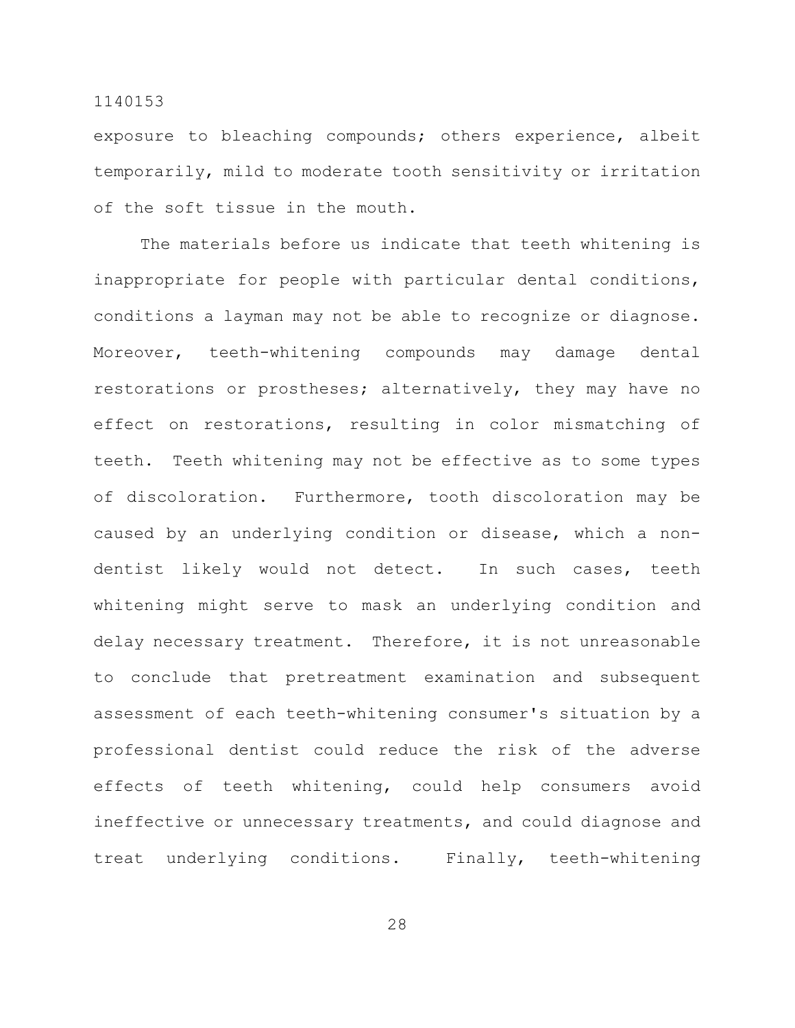exposure to bleaching compounds; others experience, albeit temporarily, mild to moderate tooth sensitivity or irritation of the soft tissue in the mouth.

The materials before us indicate that teeth whitening is inappropriate for people with particular dental conditions, conditions a layman may not be able to recognize or diagnose. Moreover, teeth-whitening compounds may damage dental restorations or prostheses; alternatively, they may have no effect on restorations, resulting in color mismatching of teeth. Teeth whitening may not be effective as to some types of discoloration. Furthermore, tooth discoloration may be caused by an underlying condition or disease, which a non-dentist likely would not detect. In such cases, teeth whitening might serve to mask an underlying condition and delay necessary treatment. Therefore, it is not unreasonable to conclude that pretreatment examination and subsequent assessment of each teeth-whitening consumer's situation by a professional dentist could reduce the risk of the adverse effects of teeth whitening, could help consumers avoid ineffective or unnecessary treatments, and could diagnose and treat underlying conditions. Finally, teeth-whitening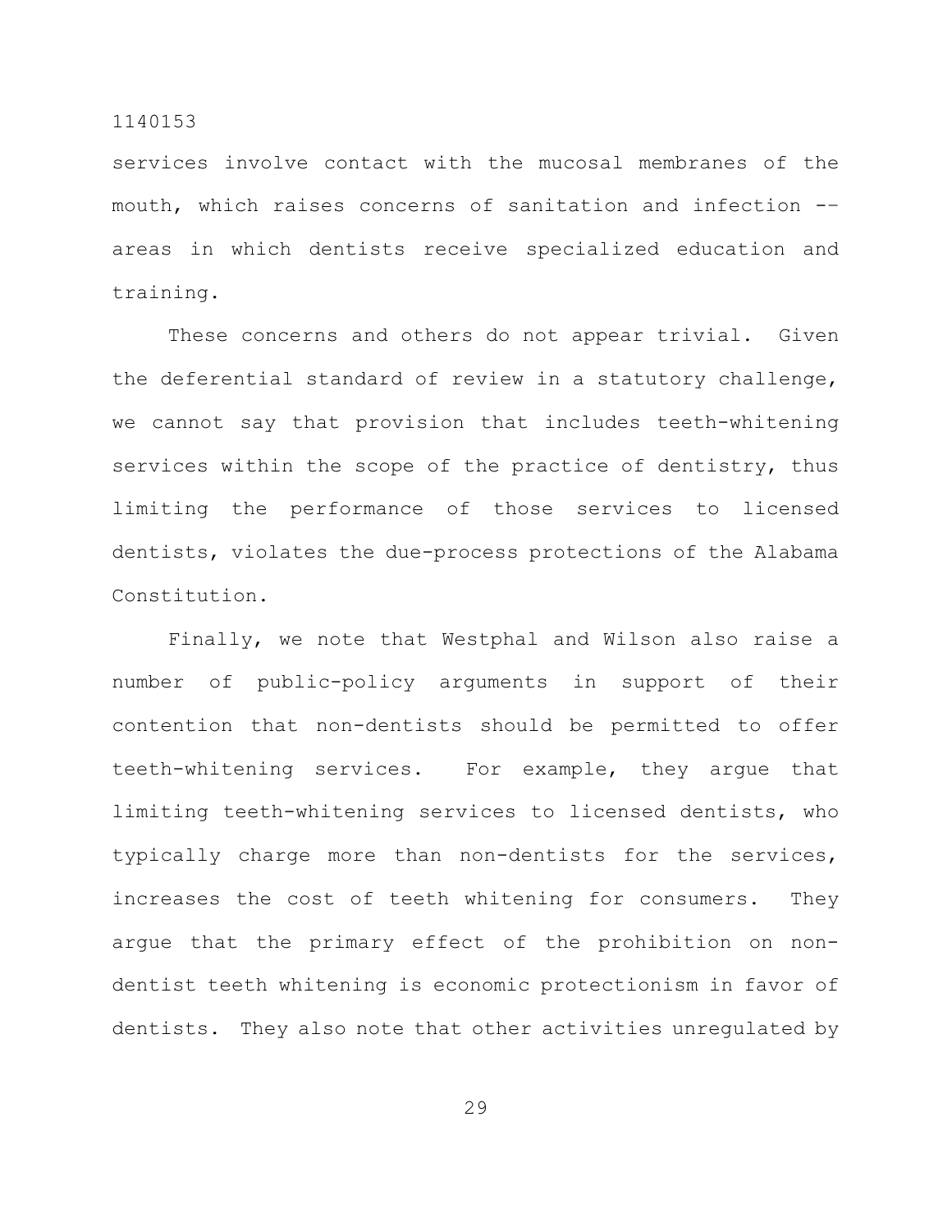services involve contact with the mucosal membranes of the mouth, which raises concerns of sanitation and infection -- areas in which dentists receive specialized education and training.

These concerns and others do not appear trivial. Given the deferential standard of review in a statutory challenge, we cannot say that provision that includes teeth-whitening services within the scope of the practice of dentistry, thus limiting the performance of those services to licensed dentists, violates the due-process protections of the Alabama Constitution.

Finally, we note that Westphal and Wilson also raise a number of public-policy arguments in support of their contention that non-dentists should be permitted to offer teeth-whitening services. For example, they argue that limiting teeth-whitening services to licensed dentists, who typically charge more than non-dentists for the services, increases the cost of teeth whitening for consumers. They argue that the primary effect of the prohibition on non-dentist teeth whitening is economic protectionism in favor of dentists. They also note that other activities unregulated by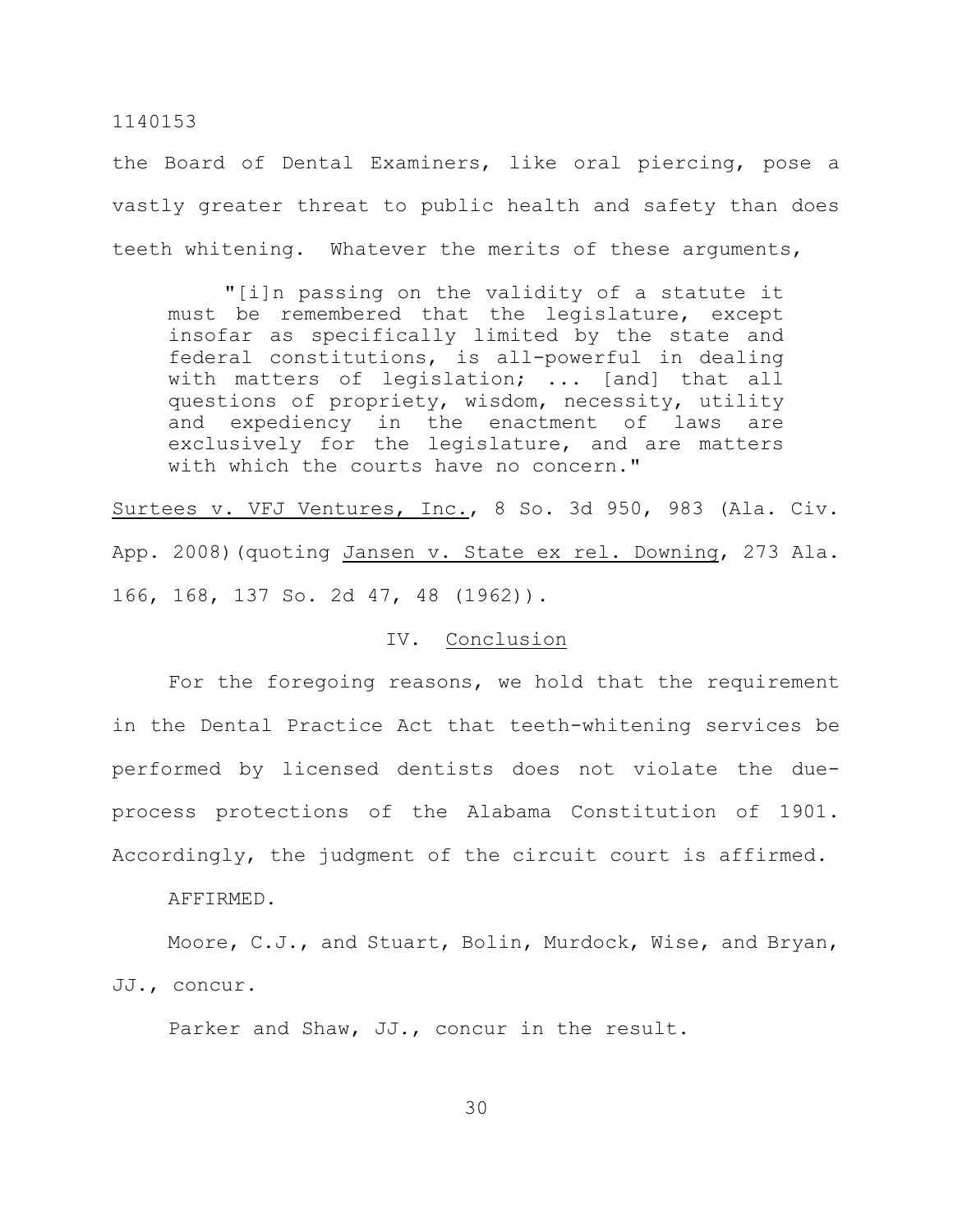the Board of Dental Examiners, like oral piercing, pose a vastly greater threat to public health and safety than does teeth whitening. Whatever the merits of these arguments,

> "[i]n passing on the validity of a statute it must be remembered that the legislature, except insofar as specifically limited by the state and federal constitutions, is all-powerful in dealing with matters of legislation; ... [and] that all questions of propriety, wisdom, necessity, utility and expediency in the enactment of laws are exclusively for the legislature, and are matters with which the courts have no concern."

Surtees v. VFJ Ventures, Inc., 8 So. 3d 950, 983 (Ala. Civ. App. 2008)(quoting Jansen v. State ex rel. Downing, 273 Ala. 166, 168, 137 So. 2d 47, 48 (1962)).

## IV. Conclusion

For the foregoing reasons, we hold that the requirement in the Dental Practice Act that teeth-whitening services be performed by licensed dentists does not violate the due-process protections of the Alabama Constitution of 1901. Accordingly, the judgment of the circuit court is affirmed.

AFFIRMED.

Moore, C.J., and Stuart, Bolin, Murdock, Wise, and Bryan, JJ., concur.

Parker and Shaw, JJ., concur in the result.